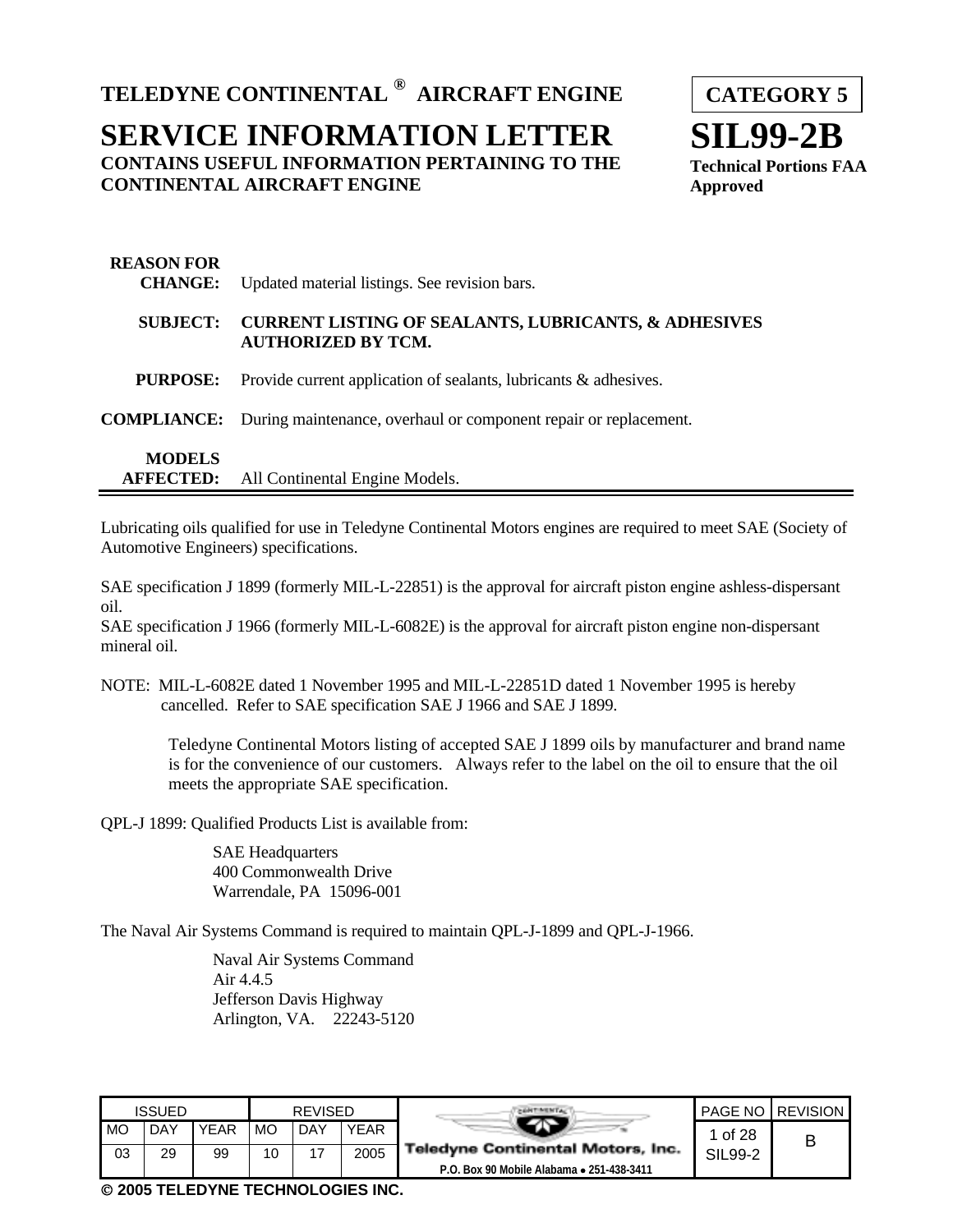# TELEDYNE CONTINENTAL ® AIRCRAFT ENGINE

**CATEGORY 5**

# SERVICE INFORMATION LETTER

# SIL99-2B

**CONTAINS USEFUL INFORMATION PERTAINING TO THE CONTINENTAL AIRCRAFT ENGINE**

**Technical Portions FAA Approved**

**REASON FOR CHANGE:** Updated material listings. See revision bars.

**SUBJECT:** **CURRENT LISTING OF SEALANTS, LUBRICANTS, & ADHESIVES AUTHORIZED BY TCM.**

**PURPOSE:** Provide current application of sealants, lubricants & adhesives.

**COMPLIANCE:** During maintenance, overhaul or component repair or replacement.

**MODELS AFFECTED:** All Continental Engine Models.

---

Lubricating oils qualified for use in Teledyne Continental Motors engines are required to meet SAE (Society of Automotive Engineers) specifications.

SAE specification J 1899 (formerly MIL-L-22851) is the approval for aircraft piston engine ashless-dispersant oil.
SAE specification J 1966 (formerly MIL-L-6082E) is the approval for aircraft piston engine non-dispersant mineral oil.

NOTE: MIL-L-6082E dated 1 November 1995 and MIL-L-22851D dated 1 November 1995 is hereby cancelled. Refer to SAE specification SAE J 1966 and SAE J 1899.

Teledyne Continental Motors listing of accepted SAE J 1899 oils by manufacturer and brand name is for the convenience of our customers. Always refer to the label on the oil to ensure that the oil meets the appropriate SAE specification.

QPL-J 1899: Qualified Products List is available from:

SAE Headquarters
400 Commonwealth Drive
Warrendale, PA 15096-001

The Naval Air Systems Command is required to maintain QPL-J-1899 and QPL-J-1966.

Naval Air Systems Command
Air 4.4.5
Jefferson Davis Highway
Arlington, VA. 22243-5120

| ISSUED | | | REVISED | | | | PAGE NO | REVISION |
|---|---|---|---|---|---|---|---|---|
| MO | DAY | YEAR | MO | DAY | YEAR | Teledyne Continental Motors, Inc. | 1 of 28 | B |
| 03 | 29 | 99 | 10 | 17 | 2005 | P.O. Box 90 Mobile Alabama • 251-438-3411 | SIL99-2 | |

© 2005 TELEDYNE TECHNOLOGIES INC.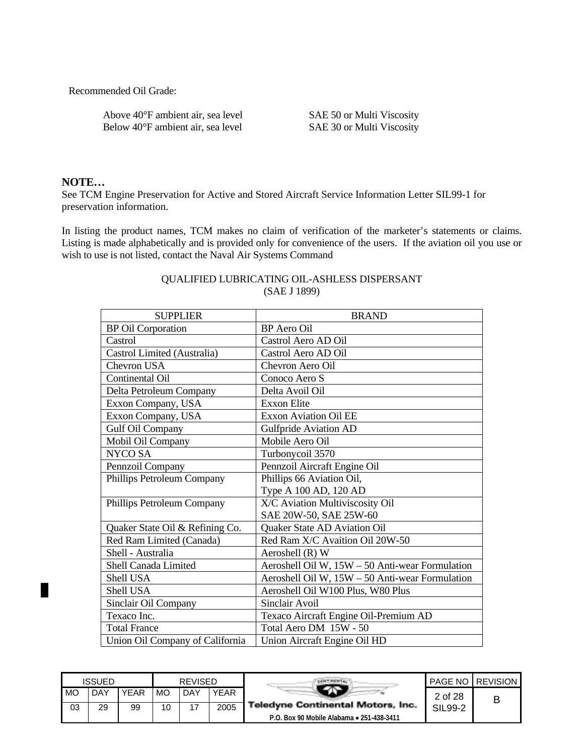Recommended Oil Grade:

| | |
|---|---|
| Above 40°F ambient air, sea level | SAE 50 or Multi Viscosity |
| Below 40°F ambient air, sea level | SAE 30 or Multi Viscosity |

**NOTE…**
See TCM Engine Preservation for Active and Stored Aircraft Service Information Letter SIL99-1 for preservation information.

In listing the product names, TCM makes no claim of verification of the marketer's statements or claims. Listing is made alphabetically and is provided only for convenience of the users. If the aviation oil you use or wish to use is not listed, contact the Naval Air Systems Command

QUALIFIED LUBRICATING OIL-ASHLESS DISPERSANT
(SAE J 1899)

| SUPPLIER | BRAND |
|---|---|
| BP Oil Corporation | BP Aero Oil |
| Castrol | Castrol Aero AD Oil |
| Castrol Limited (Australia) | Castrol Aero AD Oil |
| Chevron USA | Chevron Aero Oil |
| Continental Oil | Conoco Aero S |
| Delta Petroleum Company | Delta Avoil Oil |
| Exxon Company, USA | Exxon Elite |
| Exxon Company, USA | Exxon Aviation Oil EE |
| Gulf Oil Company | Gulfpride Aviation AD |
| Mobil Oil Company | Mobile Aero Oil |
| NYCO SA | Turbonycoil 3570 |
| Pennzoil Company | Pennzoil Aircraft Engine Oil |
| Phillips Petroleum Company | Phillips 66 Aviation Oil, Type A 100 AD, 120 AD |
| Phillips Petroleum Company | X/C Aviation Multiviscosity Oil SAE 20W-50, SAE 25W-60 |
| Quaker State Oil & Refining Co. | Quaker State AD Aviation Oil |
| Red Ram Limited (Canada) | Red Ram X/C Avaition Oil 20W-50 |
| Shell - Australia | Aeroshell (R) W |
| Shell Canada Limited | Aeroshell Oil W, 15W – 50 Anti-wear Formulation |
| Shell USA | Aeroshell Oil W, 15W – 50 Anti-wear Formulation |
| Shell USA | Aeroshell Oil W100 Plus, W80 Plus |
| Sinclair Oil Company | Sinclair Avoil |
| Texaco Inc. | Texaco Aircraft Engine Oil-Premium AD |
| Total France | Total Aero DM 15W - 50 |
| Union Oil Company of California | Union Aircraft Engine Oil HD |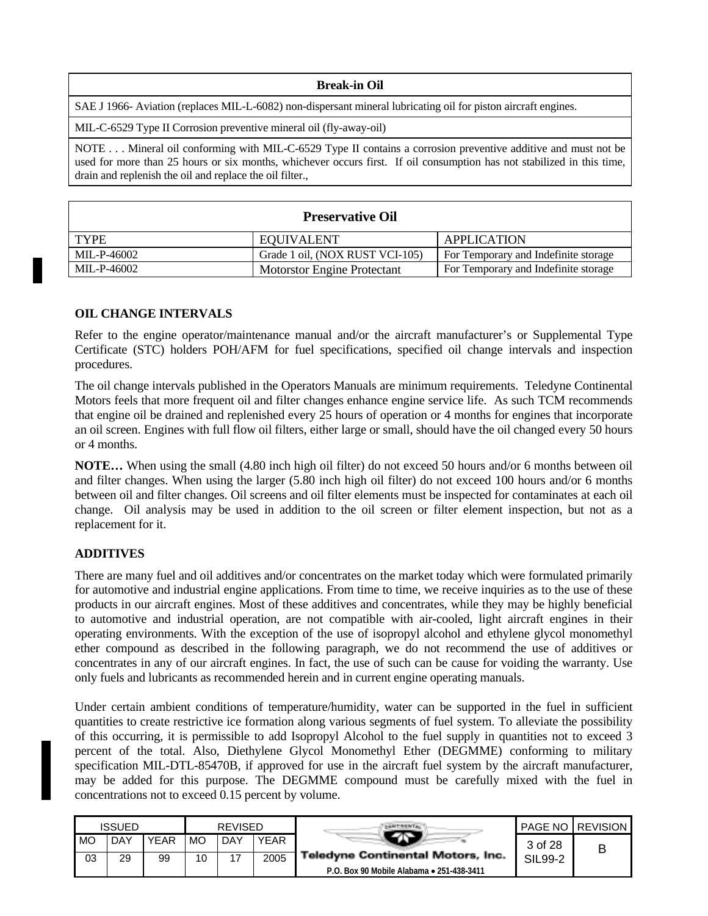| Break-in Oil |
|---|
| SAE J 1966- Aviation (replaces MIL-L-6082) non-dispersant mineral lubricating oil for piston aircraft engines. |
| MIL-C-6529 Type II Corrosion preventive mineral oil (fly-away-oil) |
| NOTE . . . Mineral oil conforming with MIL-C-6529 Type II contains a corrosion preventive additive and must not be used for more than 25 hours or six months, whichever occurs first. If oil consumption has not stabilized in this time, drain and replenish the oil and replace the oil filter., |

| Preservative Oil | | |
|---|---|---|
| TYPE | EQUIVALENT | APPLICATION |
| MIL-P-46002 | Grade 1 oil, (NOX RUST VCI-105) | For Temporary and Indefinite storage |
| MIL-P-46002 | Motorstor Engine Protectant | For Temporary and Indefinite storage |

## OIL CHANGE INTERVALS

Refer to the engine operator/maintenance manual and/or the aircraft manufacturer's or Supplemental Type Certificate (STC) holders POH/AFM for fuel specifications, specified oil change intervals and inspection procedures.

The oil change intervals published in the Operators Manuals are minimum requirements. Teledyne Continental Motors feels that more frequent oil and filter changes enhance engine service life. As such TCM recommends that engine oil be drained and replenished every 25 hours of operation or 4 months for engines that incorporate an oil screen. Engines with full flow oil filters, either large or small, should have the oil changed every 50 hours or 4 months.

**NOTE…** When using the small (4.80 inch high oil filter) do not exceed 50 hours and/or 6 months between oil and filter changes. When using the larger (5.80 inch high oil filter) do not exceed 100 hours and/or 6 months between oil and filter changes. Oil screens and oil filter elements must be inspected for contaminates at each oil change. Oil analysis may be used in addition to the oil screen or filter element inspection, but not as a replacement for it.

## ADDITIVES

There are many fuel and oil additives and/or concentrates on the market today which were formulated primarily for automotive and industrial engine applications. From time to time, we receive inquiries as to the use of these products in our aircraft engines. Most of these additives and concentrates, while they may be highly beneficial to automotive and industrial operation, are not compatible with air-cooled, light aircraft engines in their operating environments. With the exception of the use of isopropyl alcohol and ethylene glycol monomethyl ether compound as described in the following paragraph, we do not recommend the use of additives or concentrates in any of our aircraft engines. In fact, the use of such can be cause for voiding the warranty. Use only fuels and lubricants as recommended herein and in current engine operating manuals.

Under certain ambient conditions of temperature/humidity, water can be supported in the fuel in sufficient quantities to create restrictive ice formation along various segments of fuel system. To alleviate the possibility of this occurring, it is permissible to add Isopropyl Alcohol to the fuel supply in quantities not to exceed 3 percent of the total. Also, Diethylene Glycol Monomethyl Ether (DEGMME) conforming to military specification MIL-DTL-85470B, if approved for use in the aircraft fuel system by the aircraft manufacturer, may be added for this purpose. The DEGMME compound must be carefully mixed with the fuel in concentrations not to exceed 0.15 percent by volume.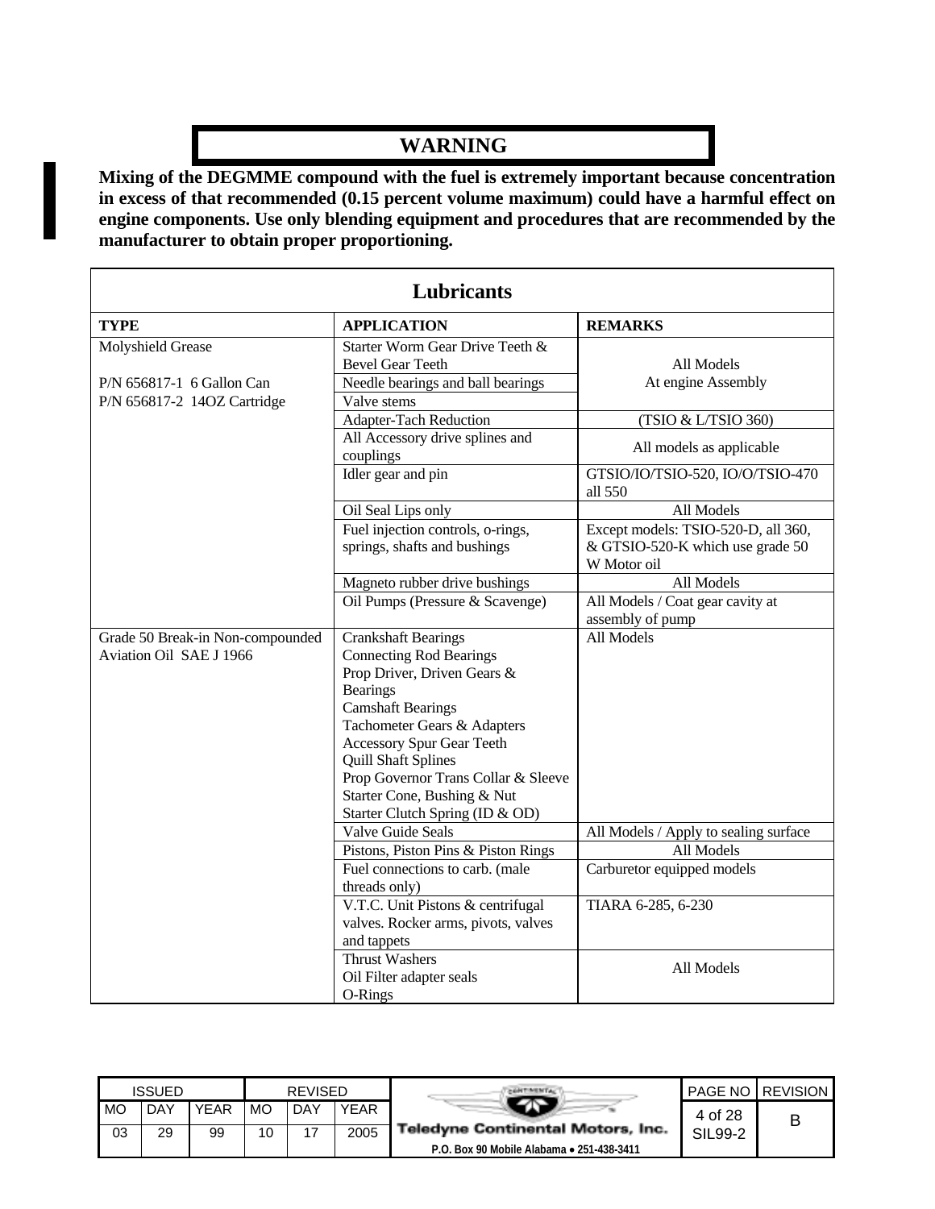**WARNING**

**Mixing of the DEGMME compound with the fuel is extremely important because concentration in excess of that recommended (0.15 percent volume maximum) could have a harmful effect on engine components. Use only blending equipment and procedures that are recommended by the manufacturer to obtain proper proportioning.**

## Lubricants

| TYPE | APPLICATION | REMARKS |
|---|---|---|
| Molyshield Grease<br><br>P/N 656817-1 6 Gallon Can<br>P/N 656817-2 14OZ Cartridge | Starter Worm Gear Drive Teeth & Bevel Gear Teeth | All Models<br>At engine Assembly |
| | Needle bearings and ball bearings | |
| | Valve stems | |
| | Adapter-Tach Reduction | (TSIO & L/TSIO 360) |
| | All Accessory drive splines and couplings | All models as applicable |
| | Idler gear and pin | GTSIO/IO/TSIO-520, IO/O/TSIO-470 all 550 |
| | Oil Seal Lips only | All Models |
| | Fuel injection controls, o-rings, springs, shafts and bushings | Except models: TSIO-520-D, all 360, & GTSIO-520-K which use grade 50 W Motor oil |
| | Magneto rubber drive bushings | All Models |
| | Oil Pumps (Pressure & Scavenge) | All Models / Coat gear cavity at assembly of pump |
| Grade 50 Break-in Non-compounded Aviation Oil SAE J 1966 | Crankshaft Bearings<br>Connecting Rod Bearings<br>Prop Driver, Driven Gears & Bearings<br>Camshaft Bearings<br>Tachometer Gears & Adapters<br>Accessory Spur Gear Teeth<br>Quill Shaft Splines<br>Prop Governor Trans Collar & Sleeve<br>Starter Cone, Bushing & Nut<br>Starter Clutch Spring (ID & OD) | All Models |
| | Valve Guide Seals | All Models / Apply to sealing surface |
| | Pistons, Piston Pins & Piston Rings | All Models |
| | Fuel connections to carb. (male threads only) | Carburetor equipped models |
| | V.T.C. Unit Pistons & centrifugal valves. Rocker arms, pivots, valves and tappets | TIARA 6-285, 6-230 |
| | Thrust Washers<br>Oil Filter adapter seals<br>O-Rings | All Models |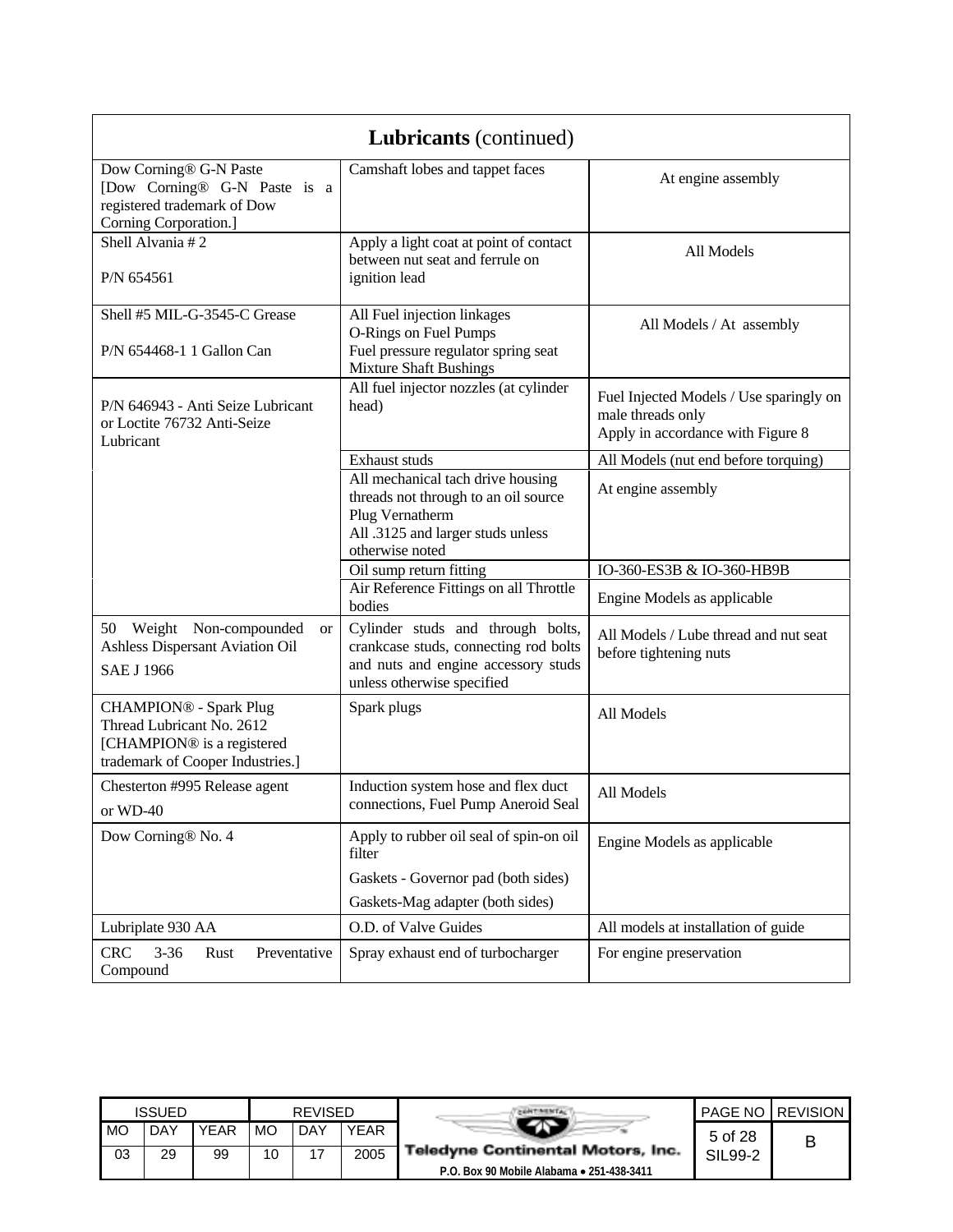| **Lubricants** (continued) | | |
|---|---|---|
| Dow Corning® G-N Paste [Dow Corning® G-N Paste is a registered trademark of Dow Corning Corporation.] | Camshaft lobes and tappet faces | At engine assembly |
| Shell Alvania # 2<br><br>P/N 654561 | Apply a light coat at point of contact between nut seat and ferrule on ignition lead | All Models |
| Shell #5 MIL-G-3545-C Grease<br><br>P/N 654468-1 1 Gallon Can | All Fuel injection linkages<br>O-Rings on Fuel Pumps<br>Fuel pressure regulator spring seat<br>Mixture Shaft Bushings | All Models / At assembly |
| P/N 646943 - Anti Seize Lubricant or Loctite 76732 Anti-Seize Lubricant | All fuel injector nozzles (at cylinder head) | Fuel Injected Models / Use sparingly on male threads only<br>Apply in accordance with Figure 8 |
| | Exhaust studs | All Models (nut end before torquing) |
| | All mechanical tach drive housing threads not through to an oil source<br>Plug Vernatherm<br>All .3125 and larger studs unless otherwise noted | At engine assembly |
| | Oil sump return fitting | IO-360-ES3B & IO-360-HB9B |
| | Air Reference Fittings on all Throttle bodies | Engine Models as applicable |
| 50 Weight Non-compounded or Ashless Dispersant Aviation Oil<br>SAE J 1966 | Cylinder studs and through bolts, crankcase studs, connecting rod bolts and nuts and engine accessory studs unless otherwise specified | All Models / Lube thread and nut seat before tightening nuts |
| CHAMPION® - Spark Plug Thread Lubricant No. 2612 [CHAMPION® is a registered trademark of Cooper Industries.] | Spark plugs | All Models |
| Chesterton #995 Release agent<br>or WD-40 | Induction system hose and flex duct connections, Fuel Pump Aneroid Seal | All Models |
| Dow Corning® No. 4 | Apply to rubber oil seal of spin-on oil filter<br>Gaskets - Governor pad (both sides)<br>Gaskets-Mag adapter (both sides) | Engine Models as applicable |
| Lubriplate 930 AA | O.D. of Valve Guides | All models at installation of guide |
| CRC 3-36 Rust Preventative Compound | Spray exhaust end of turbocharger | For engine preservation |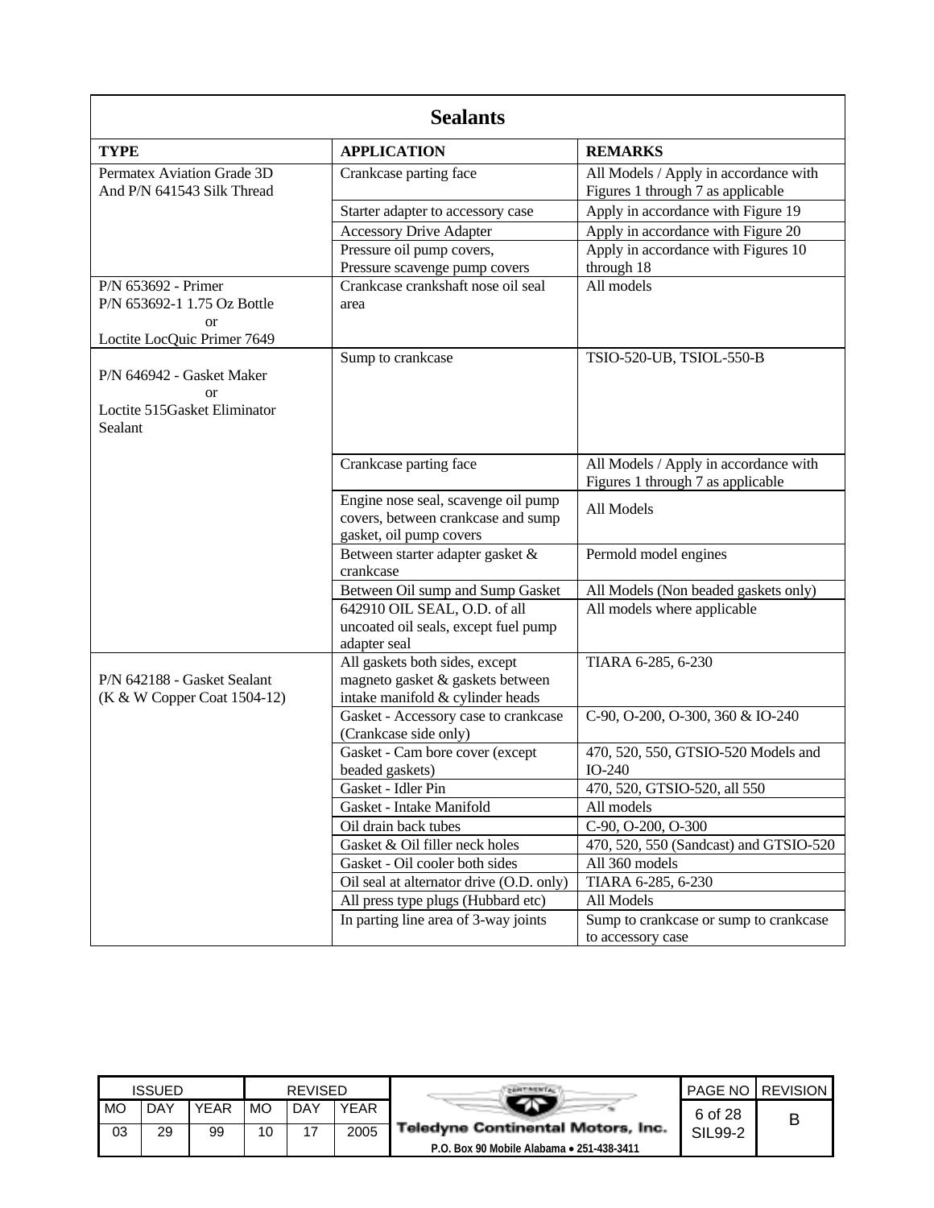## Sealants

| TYPE | APPLICATION | REMARKS |
|---|---|---|
| Permatex Aviation Grade 3D And P/N 641543 Silk Thread | Crankcase parting face | All Models / Apply in accordance with Figures 1 through 7 as applicable |
| | Starter adapter to accessory case | Apply in accordance with Figure 19 |
| | Accessory Drive Adapter | Apply in accordance with Figure 20 |
| | Pressure oil pump covers, Pressure scavenge pump covers | Apply in accordance with Figures 10 through 18 |
| P/N 653692 - Primer P/N 653692-1 1.75 Oz Bottle or Loctite LocQuic Primer 7649 | Crankcase crankshaft nose oil seal area | All models |
| P/N 646942 - Gasket Maker or Loctite 515Gasket Eliminator Sealant | Sump to crankcase | TSIO-520-UB, TSIOL-550-B |
| | Crankcase parting face | All Models / Apply in accordance with Figures 1 through 7 as applicable |
| | Engine nose seal, scavenge oil pump covers, between crankcase and sump gasket, oil pump covers | All Models |
| | Between starter adapter gasket & crankcase | Permold model engines |
| | Between Oil sump and Sump Gasket | All Models (Non beaded gaskets only) |
| | 642910 OIL SEAL, O.D. of all uncoated oil seals, except fuel pump adapter seal | All models where applicable |
| P/N 642188 - Gasket Sealant (K & W Copper Coat 1504-12) | All gaskets both sides, except magneto gasket & gaskets between intake manifold & cylinder heads | TIARA 6-285, 6-230 |
| | Gasket - Accessory case to crankcase (Crankcase side only) | C-90, O-200, O-300, 360 & IO-240 |
| | Gasket - Cam bore cover (except beaded gaskets) | 470, 520, 550, GTSIO-520 Models and IO-240 |
| | Gasket - Idler Pin | 470, 520, GTSIO-520, all 550 |
| | Gasket - Intake Manifold | All models |
| | Oil drain back tubes | C-90, O-200, O-300 |
| | Gasket & Oil filler neck holes | 470, 520, 550 (Sandcast) and GTSIO-520 |
| | Gasket - Oil cooler both sides | All 360 models |
| | Oil seal at alternator drive (O.D. only) | TIARA 6-285, 6-230 |
| | All press type plugs (Hubbard etc) | All Models |
| | In parting line area of 3-way joints | Sump to crankcase or sump to crankcase to accessory case |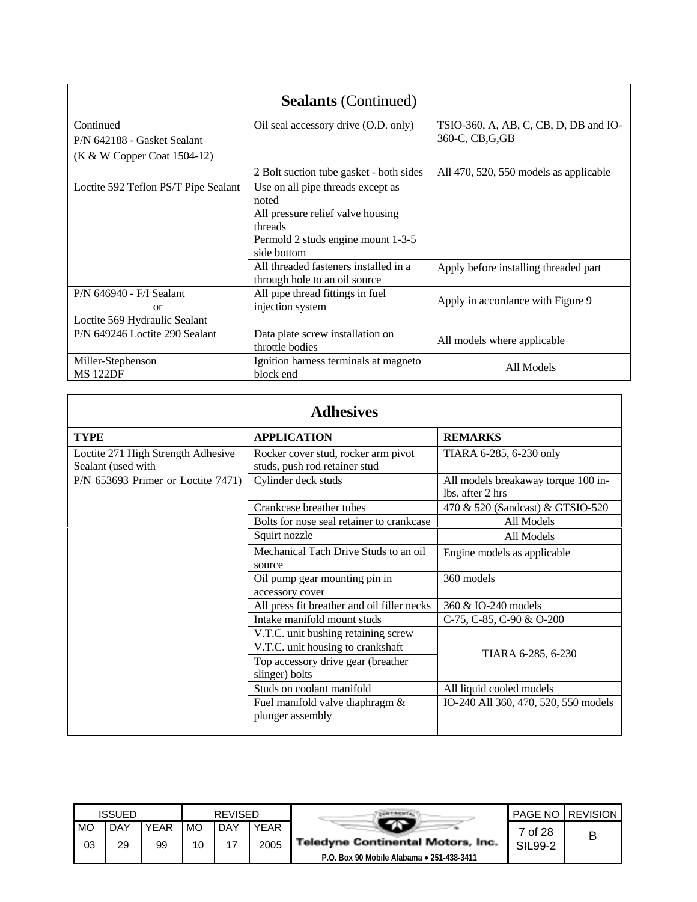| **Sealants** (Continued) | | |
|---|---|---|
| Continued<br>P/N 642188 - Gasket Sealant<br>(K & W Copper Coat 1504-12) | Oil seal accessory drive (O.D. only) | TSIO-360, A, AB, C, CB, D, DB and IO-360-C, CB,G,GB |
| | 2 Bolt suction tube gasket - both sides | All 470, 520, 550 models as applicable |
| Loctite 592 Teflon PS/T Pipe Sealant | Use on all pipe threads except as noted<br>All pressure relief valve housing threads<br>Permold 2 studs engine mount 1-3-5 side bottom | |
| | All threaded fasteners installed in a through hole to an oil source | Apply before installing threaded part |
| P/N 646940 - F/I Sealant<br>or<br>Loctite 569 Hydraulic Sealant | All pipe thread fittings in fuel injection system | Apply in accordance with Figure 9 |
| P/N 649246 Loctite 290 Sealant | Data plate screw installation on throttle bodies | All models where applicable |
| Miller-Stephenson<br>MS 122DF | Ignition harness terminals at magneto block end | All Models |

| **Adhesives** | | |
|---|---|---|
| **TYPE** | **APPLICATION** | **REMARKS** |
| Loctite 271 High Strength Adhesive Sealant (used with<br>P/N 653693 Primer or Loctite 7471) | Rocker cover stud, rocker arm pivot studs, push rod retainer stud | TIARA 6-285, 6-230 only |
| | Cylinder deck studs | All models breakaway torque 100 in-lbs. after 2 hrs |
| | Crankcase breather tubes | 470 & 520 (Sandcast) & GTSIO-520 |
| | Bolts for nose seal retainer to crankcase | All Models |
| | Squirt nozzle | All Models |
| | Mechanical Tach Drive Studs to an oil source | Engine models as applicable |
| | Oil pump gear mounting pin in accessory cover | 360 models |
| | All press fit breather and oil filler necks | 360 & IO-240 models |
| | Intake manifold mount studs | C-75, C-85, C-90 & O-200 |
| | V.T.C. unit bushing retaining screw | TIARA 6-285, 6-230 |
| | V.T.C. unit housing to crankshaft | TIARA 6-285, 6-230 |
| | Top accessory drive gear (breather slinger) bolts | TIARA 6-285, 6-230 |
| | Studs on coolant manifold | All liquid cooled models |
| | Fuel manifold valve diaphragm & plunger assembly | IO-240 All 360, 470, 520, 550 models |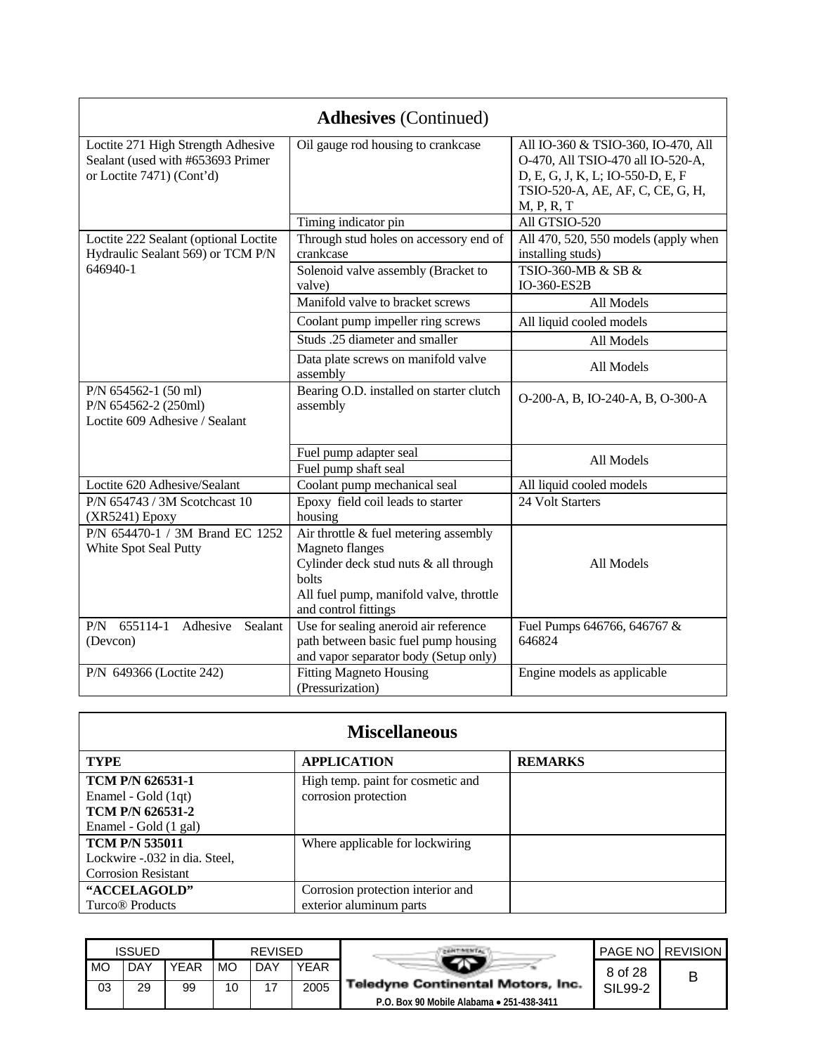## Adhesives (Continued)

| | | |
|---|---|---|
| Loctite 271 High Strength Adhesive Sealant (used with #653693 Primer or Loctite 7471) (Cont'd) | Oil gauge rod housing to crankcase | All IO-360 & TSIO-360, IO-470, All O-470, All TSIO-470 all IO-520-A, D, E, G, J, K, L; IO-550-D, E, F TSIO-520-A, AE, AF, C, CE, G, H, M, P, R, T |
| | Timing indicator pin | All GTSIO-520 |
| Loctite 222 Sealant (optional Loctite Hydraulic Sealant 569) or TCM P/N 646940-1 | Through stud holes on accessory end of crankcase | All 470, 520, 550 models (apply when installing studs) |
| | Solenoid valve assembly (Bracket to valve) | TSIO-360-MB & SB & IO-360-ES2B |
| | Manifold valve to bracket screws | All Models |
| | Coolant pump impeller ring screws | All liquid cooled models |
| | Studs .25 diameter and smaller | All Models |
| | Data plate screws on manifold valve assembly | All Models |
| P/N 654562-1 (50 ml)<br>P/N 654562-2 (250ml)<br>Loctite 609 Adhesive / Sealant | Bearing O.D. installed on starter clutch assembly | O-200-A, B, IO-240-A, B, O-300-A |
| | Fuel pump adapter seal | All Models |
| | Fuel pump shaft seal | |
| Loctite 620 Adhesive/Sealant | Coolant pump mechanical seal | All liquid cooled models |
| P/N 654743 / 3M Scotchcast 10 (XR5241) Epoxy | Epoxy field coil leads to starter housing | 24 Volt Starters |
| P/N 654470-1 / 3M Brand EC 1252 White Spot Seal Putty | Air throttle & fuel metering assembly<br>Magneto flanges<br>Cylinder deck stud nuts & all through bolts<br>All fuel pump, manifold valve, throttle and control fittings | All Models |
| P/N 655114-1 Adhesive Sealant (Devcon) | Use for sealing aneroid air reference path between basic fuel pump housing and vapor separator body (Setup only) | Fuel Pumps 646766, 646767 & 646824 |
| P/N 649366 (Loctite 242) | Fitting Magneto Housing (Pressurization) | Engine models as applicable |

## Miscellaneous

| TYPE | APPLICATION | REMARKS |
|---|---|---|
| **TCM P/N 626531-1**<br>Enamel - Gold (1qt)<br>**TCM P/N 626531-2**<br>Enamel - Gold (1 gal) | High temp. paint for cosmetic and corrosion protection | |
| **TCM P/N 535011**<br>Lockwire -.032 in dia. Steel, Corrosion Resistant | Where applicable for lockwiring | |
| **"ACCELAGOLD"**<br>Turco® Products | Corrosion protection interior and exterior aluminum parts | |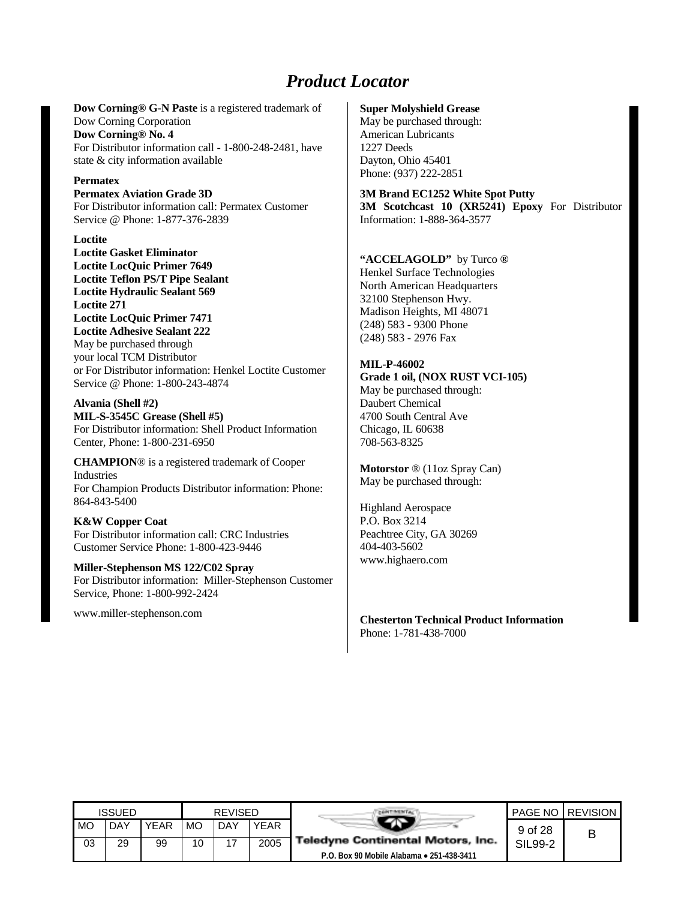# *Product Locator*

**Dow Corning® G-N Paste** is a registered trademark of Dow Corning Corporation
**Dow Corning® No. 4**
For Distributor information call - 1-800-248-2481, have state & city information available

**Permatex**
**Permatex Aviation Grade 3D**
For Distributor information call: Permatex Customer Service @ Phone: 1-877-376-2839

**Loctite**
**Loctite Gasket Eliminator**
**Loctite LocQuic Primer 7649**
**Loctite Teflon PS/T Pipe Sealant**
**Loctite Hydraulic Sealant 569**
**Loctite 271**
**Loctite LocQuic Primer 7471**
**Loctite Adhesive Sealant 222**
May be purchased through
your local TCM Distributor
or For Distributor information: Henkel Loctite Customer Service @ Phone: 1-800-243-4874

**Alvania (Shell #2)**
**MIL-S-3545C Grease (Shell #5)**
For Distributor information: Shell Product Information Center, Phone: 1-800-231-6950

**CHAMPION**® is a registered trademark of Cooper Industries
For Champion Products Distributor information: Phone: 864-843-5400

**K&W Copper Coat**
For Distributor information call: CRC Industries Customer Service Phone: 1-800-423-9446

**Miller-Stephenson MS 122/C02 Spray**
For Distributor information: Miller-Stephenson Customer Service, Phone: 1-800-992-2424

www.miller-stephenson.com

**Super Molyshield Grease**
May be purchased through:
American Lubricants
1227 Deeds
Dayton, Ohio 45401
Phone: (937) 222-2851

**3M Brand EC1252 White Spot Putty**
**3M Scotchcast 10 (XR5241) Epoxy** For Distributor Information: 1-888-364-3577

**"ACCELAGOLD"** by Turco **®**
Henkel Surface Technologies
North American Headquarters
32100 Stephenson Hwy.
Madison Heights, MI 48071
(248) 583 - 9300 Phone
(248) 583 - 2976 Fax

**MIL-P-46002**
**Grade 1 oil, (NOX RUST VCI-105)**
May be purchased through:
Daubert Chemical
4700 South Central Ave
Chicago, IL 60638
708-563-8325

**Motorstor** ® (11oz Spray Can)
May be purchased through:

Highland Aerospace
P.O. Box 3214
Peachtree City, GA 30269
404-403-5602
www.highaero.com

**Chesterton Technical Product Information**
Phone: 1-781-438-7000

| ISSUED | | | REVISED | | | | PAGE NO | REVISION |
|---|---|---|---|---|---|---|---|---|
| MO | DAY | YEAR | MO | DAY | YEAR | Teledyne Continental Motors, Inc. P.O. Box 90 Mobile Alabama • 251-438-3411 | 9 of 28 SIL99-2 | B |
| 03 | 29 | 99 | 10 | 17 | 2005 | | | |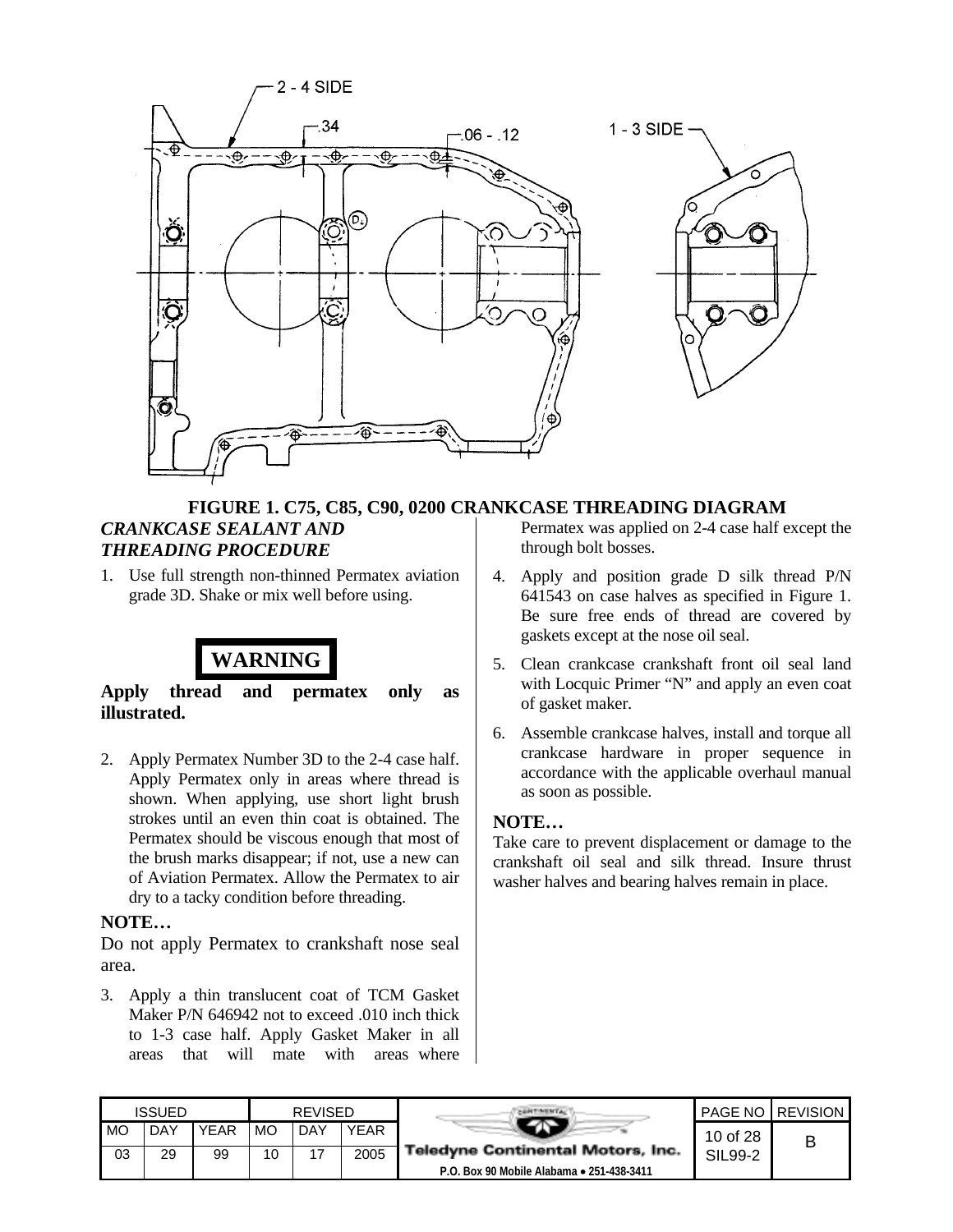FIGURE 1. C75, C85, C90, 0200 CRANKCASE THREADING DIAGRAM

### *CRANKCASE SEALANT AND THREADING PROCEDURE*

1. Use full strength non-thinned Permatex aviation grade 3D. Shake or mix well before using.

**WARNING**

**Apply thread and permatex only as illustrated.**

2. Apply Permatex Number 3D to the 2-4 case half. Apply Permatex only in areas where thread is shown. When applying, use short light brush strokes until an even thin coat is obtained. The Permatex should be viscous enough that most of the brush marks disappear; if not, use a new can of Aviation Permatex. Allow the Permatex to air dry to a tacky condition before threading.

**NOTE…**

Do not apply Permatex to crankshaft nose seal area.

3. Apply a thin translucent coat of TCM Gasket Maker P/N 646942 not to exceed .010 inch thick to 1-3 case half. Apply Gasket Maker in all areas that will mate with areas where Permatex was applied on 2-4 case half except the through bolt bosses.
4. Apply and position grade D silk thread P/N 641543 on case halves as specified in Figure 1. Be sure free ends of thread are covered by gaskets except at the nose oil seal.
5. Clean crankcase crankshaft front oil seal land with Locquic Primer "N" and apply an even coat of gasket maker.
6. Assemble crankcase halves, install and torque all crankcase hardware in proper sequence in accordance with the applicable overhaul manual as soon as possible.

**NOTE…**

Take care to prevent displacement or damage to the crankshaft oil seal and silk thread. Insure thrust washer halves and bearing halves remain in place.

| ISSUED | | | REVISED | | | | PAGE NO | REVISION |
|---|---|---|---|---|---|---|---|---|
| MO | DAY | YEAR | MO | DAY | YEAR | Teledyne Continental Motors, Inc. | 10 of 28 | B |
| 03 | 29 | 99 | 10 | 17 | 2005 | P.O. Box 90 Mobile Alabama • 251-438-3411 | SIL99-2 | |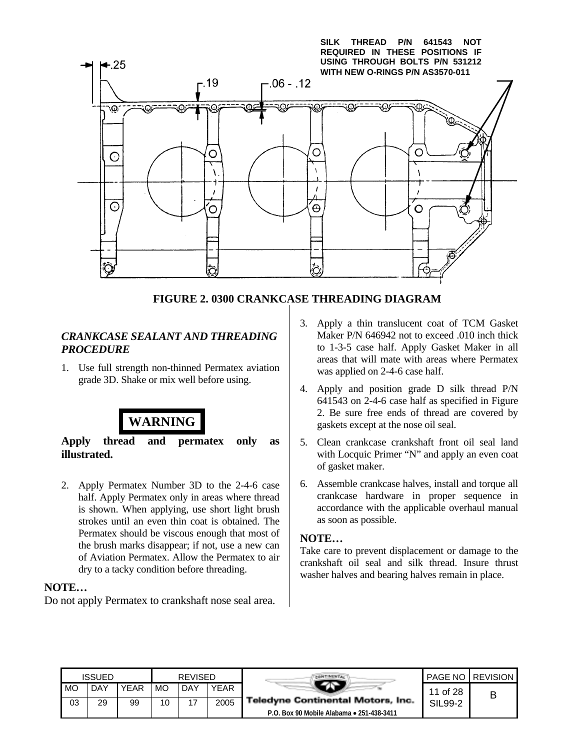SILK THREAD P/N 641543 NOT REQUIRED IN THESE POSITIONS IF USING THROUGH BOLTS P/N 531212 WITH NEW O-RINGS P/N AS3570-011

.25

.19

.06 - .12

**FIGURE 2. 0300 CRANKCASE THREADING DIAGRAM**

### *CRANKCASE SEALANT AND THREADING PROCEDURE*

1. Use full strength non-thinned Permatex aviation grade 3D. Shake or mix well before using.

**WARNING**

**Apply thread and permatex only as illustrated.**

2. Apply Permatex Number 3D to the 2-4-6 case half. Apply Permatex only in areas where thread is shown. When applying, use short light brush strokes until an even thin coat is obtained. The Permatex should be viscous enough that most of the brush marks disappear; if not, use a new can of Aviation Permatex. Allow the Permatex to air dry to a tacky condition before threading.

**NOTE…**

Do not apply Permatex to crankshaft nose seal area.

3. Apply a thin translucent coat of TCM Gasket Maker P/N 646942 not to exceed .010 inch thick to 1-3-5 case half. Apply Gasket Maker in all areas that will mate with areas where Permatex was applied on 2-4-6 case half.
4. Apply and position grade D silk thread P/N 641543 on 2-4-6 case half as specified in Figure 2. Be sure free ends of thread are covered by gaskets except at the nose oil seal.
5. Clean crankcase crankshaft front oil seal land with Locquic Primer "N" and apply an even coat of gasket maker.
6. Assemble crankcase halves, install and torque all crankcase hardware in proper sequence in accordance with the applicable overhaul manual as soon as possible.

**NOTE…**

Take care to prevent displacement or damage to the crankshaft oil seal and silk thread. Insure thrust washer halves and bearing halves remain in place.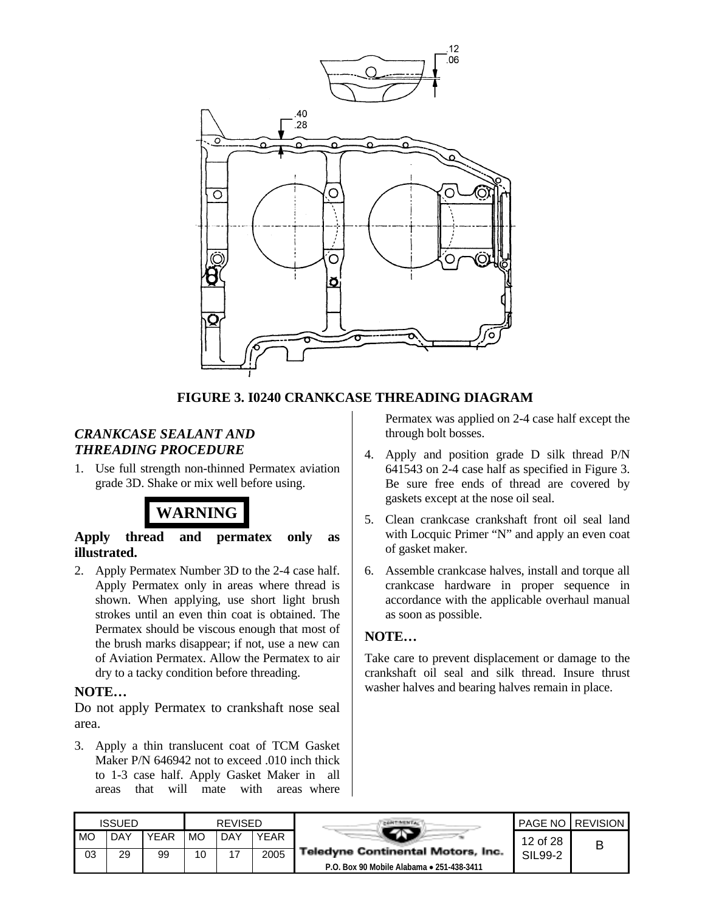.12
.06

.40
.28

**FIGURE 3. I0240 CRANKCASE THREADING DIAGRAM**

### *CRANKCASE SEALANT AND THREADING PROCEDURE*

1. Use full strength non-thinned Permatex aviation grade 3D. Shake or mix well before using.

**WARNING**

**Apply thread and permatex only as illustrated.**

2. Apply Permatex Number 3D to the 2-4 case half. Apply Permatex only in areas where thread is shown. When applying, use short light brush strokes until an even thin coat is obtained. The Permatex should be viscous enough that most of the brush marks disappear; if not, use a new can of Aviation Permatex. Allow the Permatex to air dry to a tacky condition before threading.

**NOTE…**

Do not apply Permatex to crankshaft nose seal area.

3. Apply a thin translucent coat of TCM Gasket Maker P/N 646942 not to exceed .010 inch thick to 1-3 case half. Apply Gasket Maker in all areas that will mate with areas where Permatex was applied on 2-4 case half except the through bolt bosses.
4. Apply and position grade D silk thread P/N 641543 on 2-4 case half as specified in Figure 3. Be sure free ends of thread are covered by gaskets except at the nose oil seal.
5. Clean crankcase crankshaft front oil seal land with Locquic Primer "N" and apply an even coat of gasket maker.
6. Assemble crankcase halves, install and torque all crankcase hardware in proper sequence in accordance with the applicable overhaul manual as soon as possible.

**NOTE…**

Take care to prevent displacement or damage to the crankshaft oil seal and silk thread. Insure thrust washer halves and bearing halves remain in place.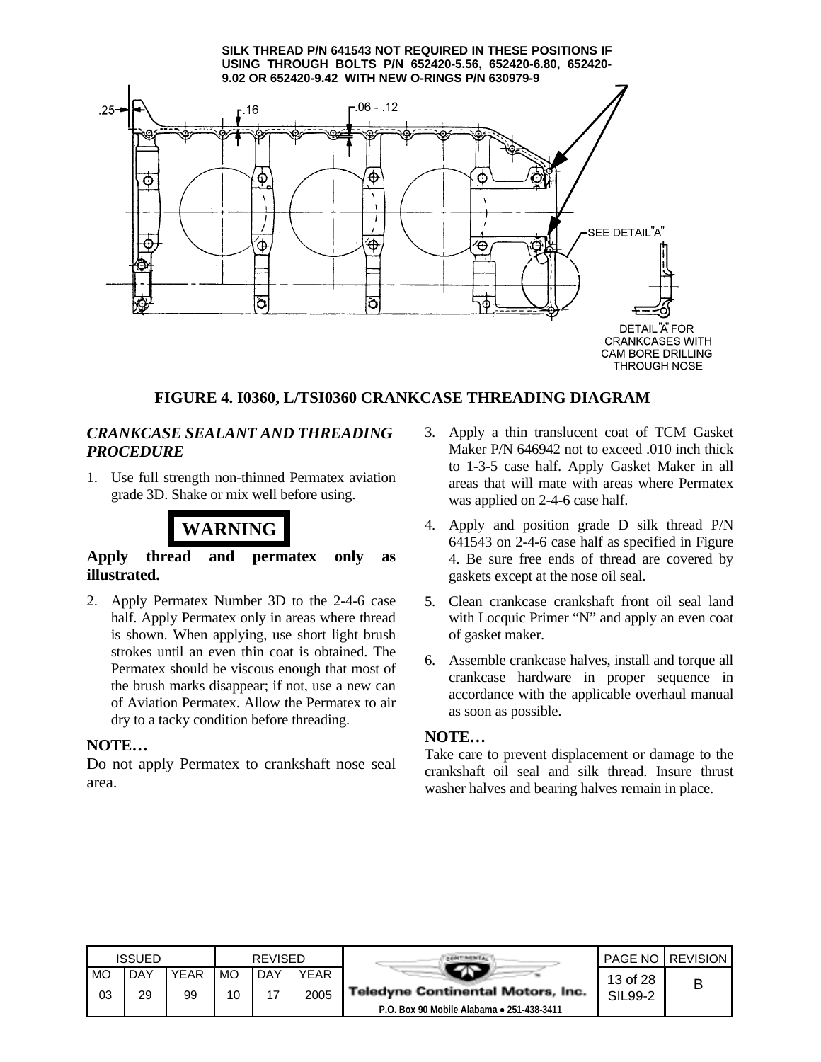SILK THREAD P/N 641543 NOT REQUIRED IN THESE POSITIONS IF USING THROUGH BOLTS P/N 652420-5.56, 652420-6.80, 652420-9.02 OR 652420-9.42 WITH NEW O-RINGS P/N 630979-9

.25 .16 .06 - .12

SEE DETAIL "A"

DETAIL "A" FOR CRANKCASES WITH CAM BORE DRILLING THROUGH NOSE

**FIGURE 4. I0360, L/TSI0360 CRANKCASE THREADING DIAGRAM**

### *CRANKCASE SEALANT AND THREADING PROCEDURE*

1. Use full strength non-thinned Permatex aviation grade 3D. Shake or mix well before using.

**WARNING**

**Apply thread and permatex only as illustrated.**

2. Apply Permatex Number 3D to the 2-4-6 case half. Apply Permatex only in areas where thread is shown. When applying, use short light brush strokes until an even thin coat is obtained. The Permatex should be viscous enough that most of the brush marks disappear; if not, use a new can of Aviation Permatex. Allow the Permatex to air dry to a tacky condition before threading.

**NOTE…**

Do not apply Permatex to crankshaft nose seal area.

3. Apply a thin translucent coat of TCM Gasket Maker P/N 646942 not to exceed .010 inch thick to 1-3-5 case half. Apply Gasket Maker in all areas that will mate with areas where Permatex was applied on 2-4-6 case half.
4. Apply and position grade D silk thread P/N 641543 on 2-4-6 case half as specified in Figure 4. Be sure free ends of thread are covered by gaskets except at the nose oil seal.
5. Clean crankcase crankshaft front oil seal land with Locquic Primer "N" and apply an even coat of gasket maker.
6. Assemble crankcase halves, install and torque all crankcase hardware in proper sequence in accordance with the applicable overhaul manual as soon as possible.

**NOTE…**

Take care to prevent displacement or damage to the crankshaft oil seal and silk thread. Insure thrust washer halves and bearing halves remain in place.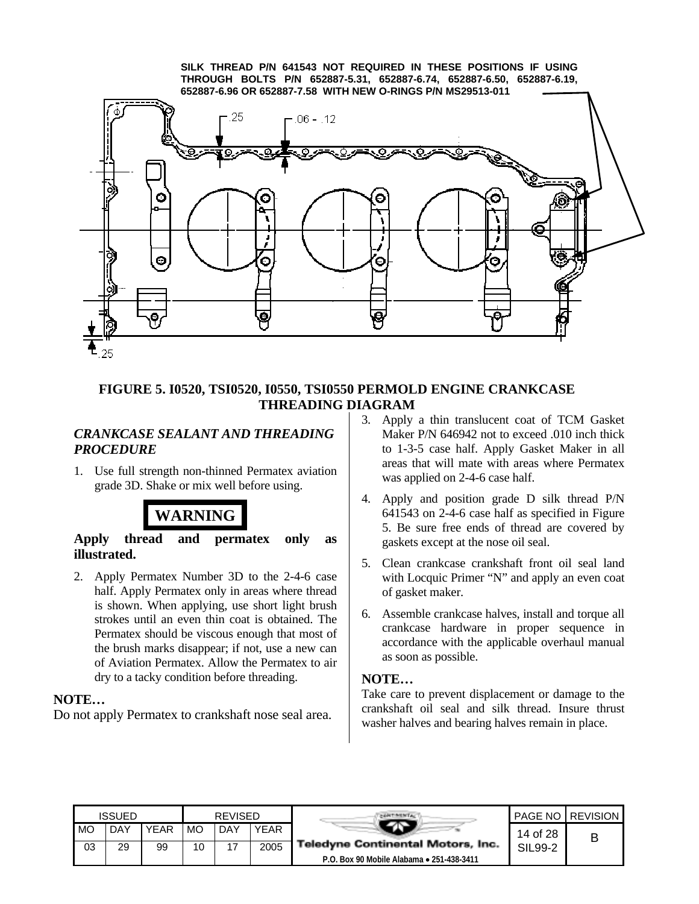SILK THREAD P/N 641543 NOT REQUIRED IN THESE POSITIONS IF USING THROUGH BOLTS P/N 652887-5.31, 652887-6.74, 652887-6.50, 652887-6.19, 652887-6.96 OR 652887-7.58 WITH NEW O-RINGS P/N MS29513-011

.25

.06 - .12

.25

**FIGURE 5. I0520, TSI0520, I0550, TSI0550 PERMOLD ENGINE CRANKCASE THREADING DIAGRAM**

### *CRANKCASE SEALANT AND THREADING PROCEDURE*

1. Use full strength non-thinned Permatex aviation grade 3D. Shake or mix well before using.

**WARNING**

**Apply thread and permatex only as illustrated.**

2. Apply Permatex Number 3D to the 2-4-6 case half. Apply Permatex only in areas where thread is shown. When applying, use short light brush strokes until an even thin coat is obtained. The Permatex should be viscous enough that most of the brush marks disappear; if not, use a new can of Aviation Permatex. Allow the Permatex to air dry to a tacky condition before threading.

**NOTE…**

Do not apply Permatex to crankshaft nose seal area.

3. Apply a thin translucent coat of TCM Gasket Maker P/N 646942 not to exceed .010 inch thick to 1-3-5 case half. Apply Gasket Maker in all areas that will mate with areas where Permatex was applied on 2-4-6 case half.
4. Apply and position grade D silk thread P/N 641543 on 2-4-6 case half as specified in Figure 5. Be sure free ends of thread are covered by gaskets except at the nose oil seal.
5. Clean crankcase crankshaft front oil seal land with Locquic Primer "N" and apply an even coat of gasket maker.
6. Assemble crankcase halves, install and torque all crankcase hardware in proper sequence in accordance with the applicable overhaul manual as soon as possible.

**NOTE…**

Take care to prevent displacement or damage to the crankshaft oil seal and silk thread. Insure thrust washer halves and bearing halves remain in place.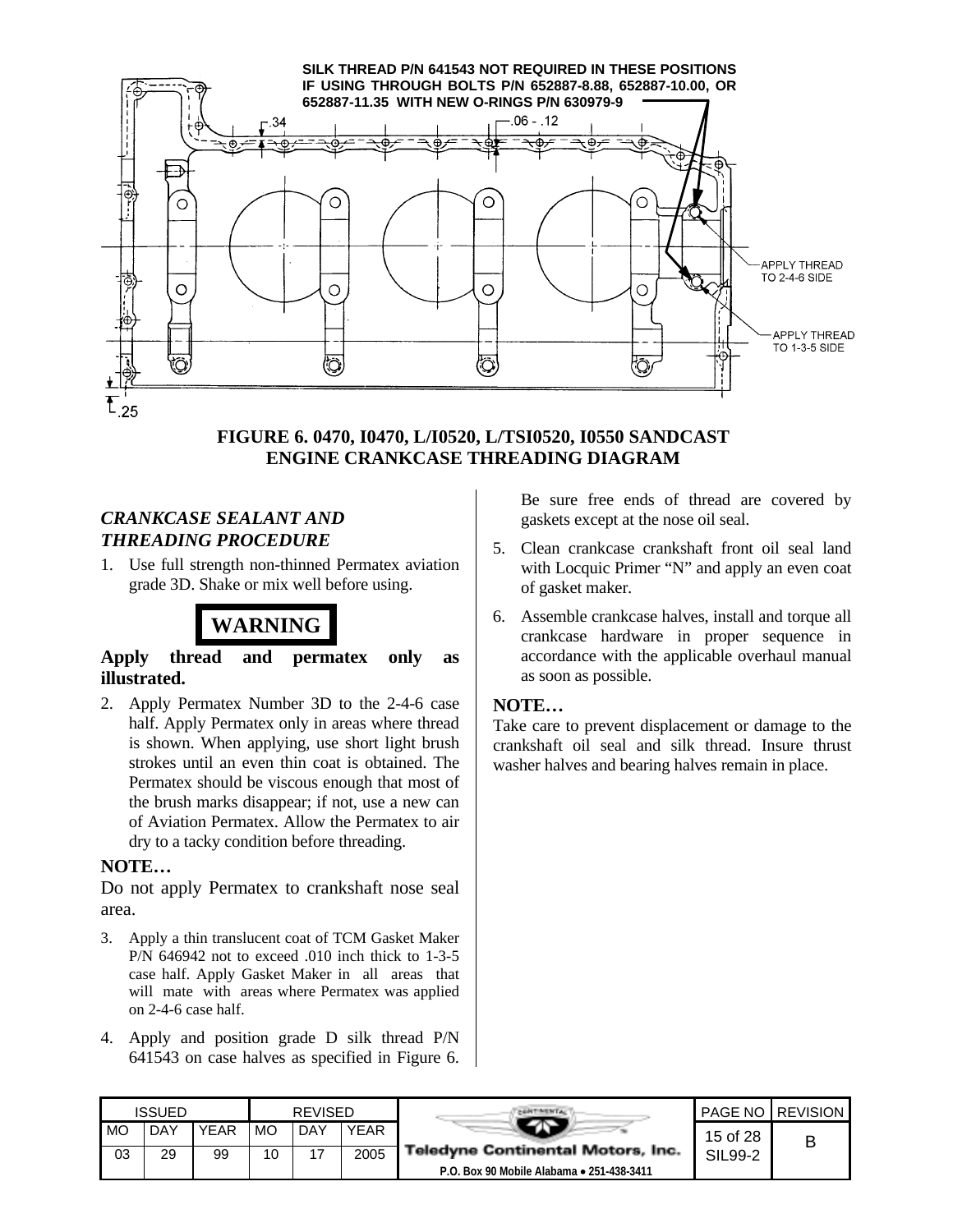SILK THREAD P/N 641543 NOT REQUIRED IN THESE POSITIONS IF USING THROUGH BOLTS P/N 652887-8.88, 652887-10.00, OR 652887-11.35 WITH NEW O-RINGS P/N 630979-9

.34

.06 - .12

APPLY THREAD TO 2-4-6 SIDE

APPLY THREAD TO 1-3-5 SIDE

.25

**FIGURE 6. 0470, I0470, L/I0520, L/TSI0520, I0550 SANDCAST ENGINE CRANKCASE THREADING DIAGRAM**

## *CRANKCASE SEALANT AND THREADING PROCEDURE*

1. Use full strength non-thinned Permatex aviation grade 3D. Shake or mix well before using.

**WARNING**

**Apply thread and permatex only as illustrated.**

2. Apply Permatex Number 3D to the 2-4-6 case half. Apply Permatex only in areas where thread is shown. When applying, use short light brush strokes until an even thin coat is obtained. The Permatex should be viscous enough that most of the brush marks disappear; if not, use a new can of Aviation Permatex. Allow the Permatex to air dry to a tacky condition before threading.

**NOTE…**

Do not apply Permatex to crankshaft nose seal area.

3. Apply a thin translucent coat of TCM Gasket Maker P/N 646942 not to exceed .010 inch thick to 1-3-5 case half. Apply Gasket Maker in all areas that will mate with areas where Permatex was applied on 2-4-6 case half.
4. Apply and position grade D silk thread P/N 641543 on case halves as specified in Figure 6. Be sure free ends of thread are covered by gaskets except at the nose oil seal.
5. Clean crankcase crankshaft front oil seal land with Locquic Primer "N" and apply an even coat of gasket maker.
6. Assemble crankcase halves, install and torque all crankcase hardware in proper sequence in accordance with the applicable overhaul manual as soon as possible.

**NOTE…**

Take care to prevent displacement or damage to the crankshaft oil seal and silk thread. Insure thrust washer halves and bearing halves remain in place.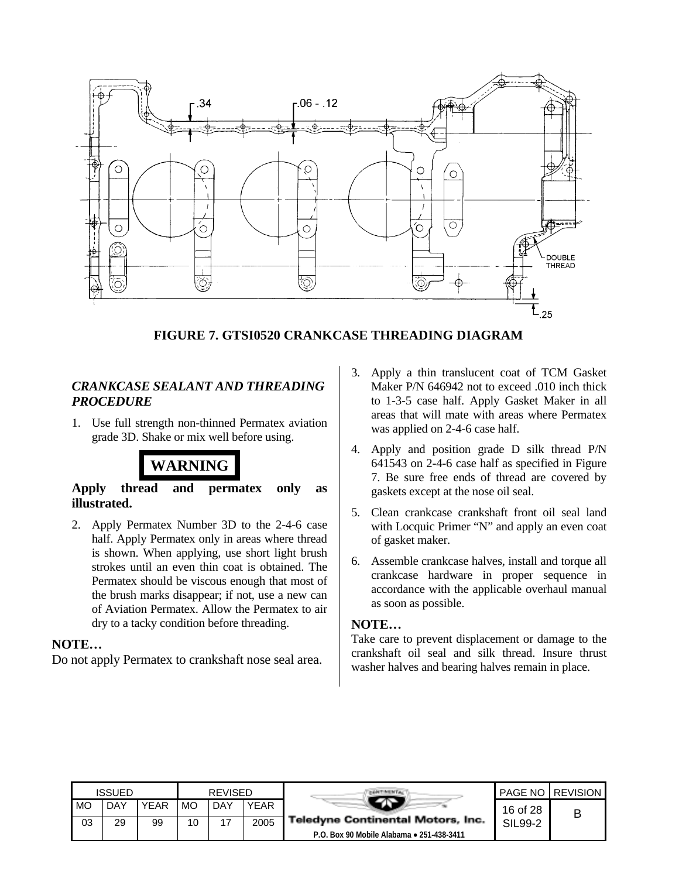FIGURE 7. GTSI0520 CRANKCASE THREADING DIAGRAM

### *CRANKCASE SEALANT AND THREADING PROCEDURE*

1. Use full strength non-thinned Permatex aviation grade 3D. Shake or mix well before using.

**WARNING**

**Apply thread and permatex only as illustrated.**

2. Apply Permatex Number 3D to the 2-4-6 case half. Apply Permatex only in areas where thread is shown. When applying, use short light brush strokes until an even thin coat is obtained. The Permatex should be viscous enough that most of the brush marks disappear; if not, use a new can of Aviation Permatex. Allow the Permatex to air dry to a tacky condition before threading.

**NOTE…**

Do not apply Permatex to crankshaft nose seal area.

3. Apply a thin translucent coat of TCM Gasket Maker P/N 646942 not to exceed .010 inch thick to 1-3-5 case half. Apply Gasket Maker in all areas that will mate with areas where Permatex was applied on 2-4-6 case half.
4. Apply and position grade D silk thread P/N 641543 on 2-4-6 case half as specified in Figure 7. Be sure free ends of thread are covered by gaskets except at the nose oil seal.
5. Clean crankcase crankshaft front oil seal land with Locquic Primer "N" and apply an even coat of gasket maker.
6. Assemble crankcase halves, install and torque all crankcase hardware in proper sequence in accordance with the applicable overhaul manual as soon as possible.

**NOTE…**

Take care to prevent displacement or damage to the crankshaft oil seal and silk thread. Insure thrust washer halves and bearing halves remain in place.

| ISSUED | | | REVISED | | |
|---|---|---|---|---|---|
| MO | DAY | YEAR | MO | DAY | YEAR |
| 03 | 29 | 99 | 10 | 17 | 2005 |

Teledyne Continental Motors, Inc.
P.O. Box 90 Mobile Alabama • 251-438-3411

| PAGE NO | REVISION |
|---|---|
| SIL99-2 | B |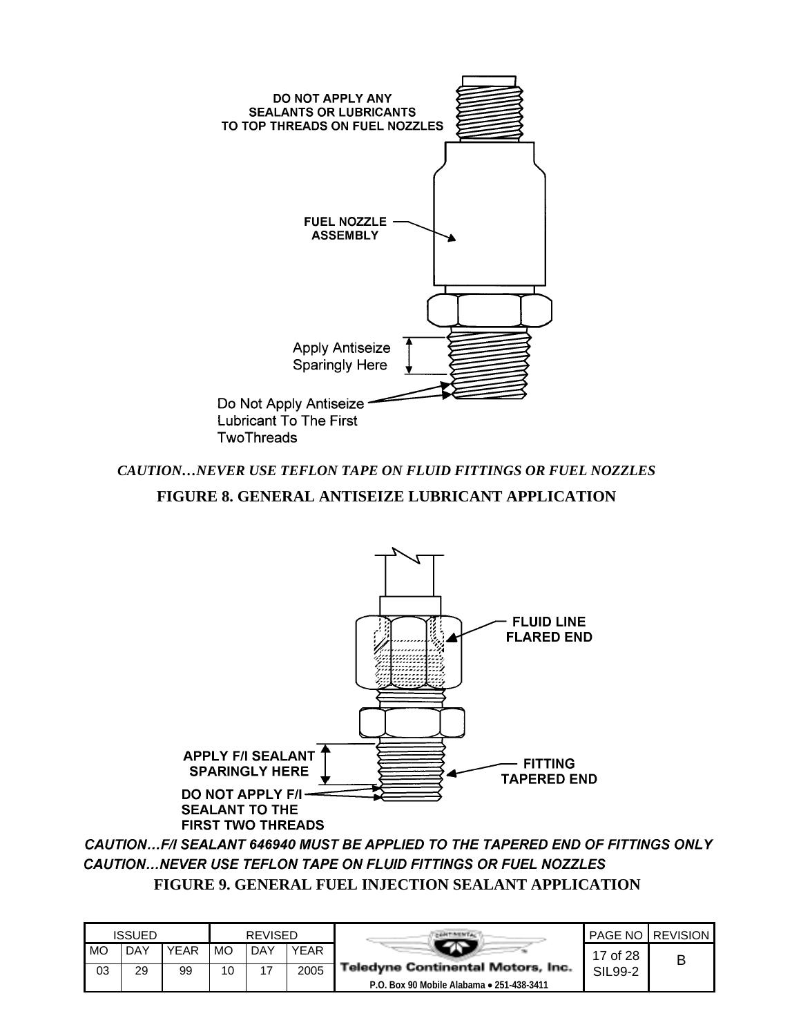DO NOT APPLY ANY SEALANTS OR LUBRICANTS TO TOP THREADS ON FUEL NOZZLES

FUEL NOZZLE ASSEMBLY

Apply Antiseize Sparingly Here

Do Not Apply Antiseize Lubricant To The First TwoThreads

*CAUTION…NEVER USE TEFLON TAPE ON FLUID FITTINGS OR FUEL NOZZLES*

**FIGURE 8. GENERAL ANTISEIZE LUBRICANT APPLICATION**

FLUID LINE FLARED END

APPLY F/I SEALANT SPARINGLY HERE

FITTING TAPERED END

DO NOT APPLY F/I SEALANT TO THE FIRST TWO THREADS

***CAUTION…F/I SEALANT 646940 MUST BE APPLIED TO THE TAPERED END OF FITTINGS ONLY***

***CAUTION…NEVER USE TEFLON TAPE ON FLUID FITTINGS OR FUEL NOZZLES***

**FIGURE 9. GENERAL FUEL INJECTION SEALANT APPLICATION**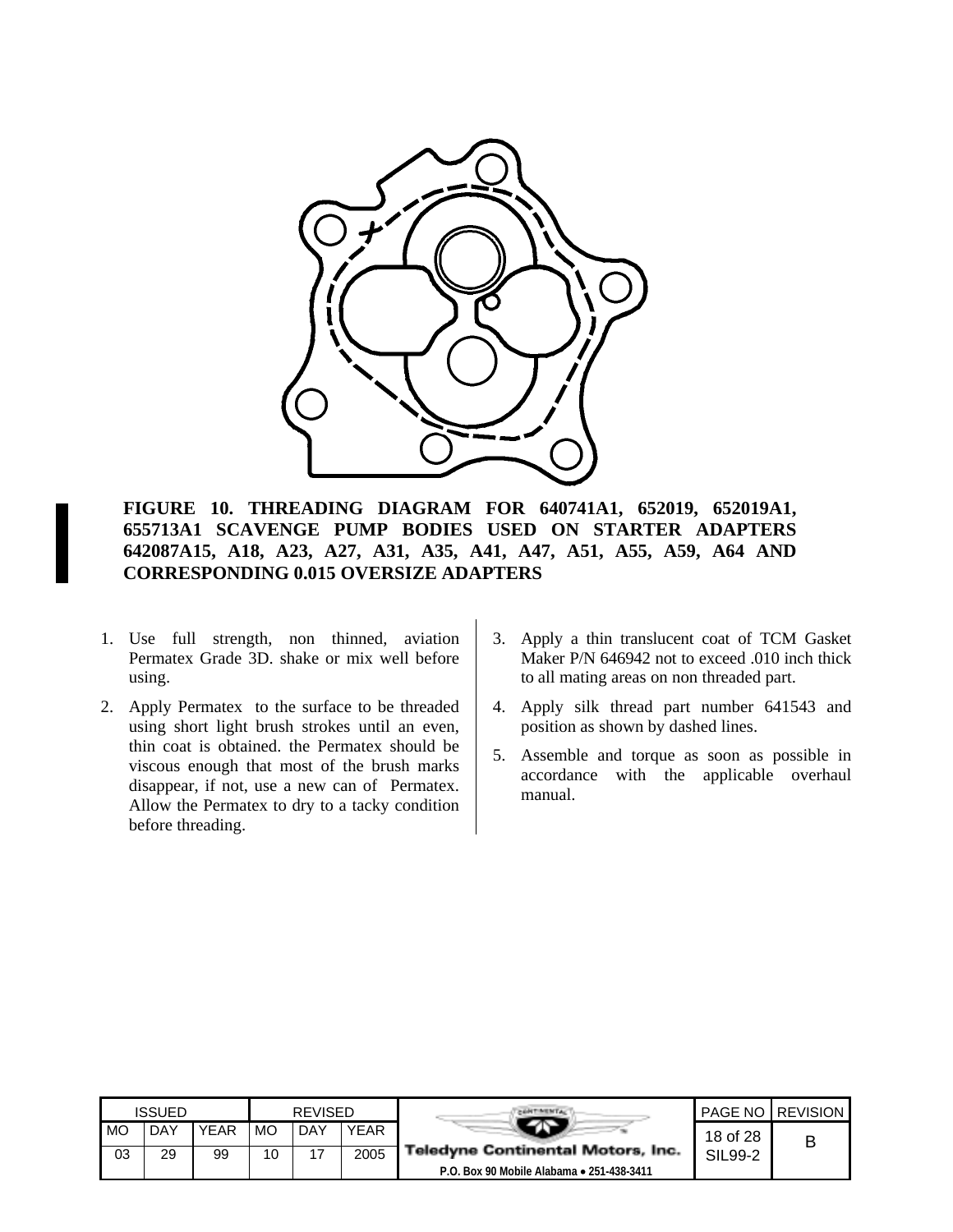**FIGURE 10. THREADING DIAGRAM FOR 640741A1, 652019, 652019A1, 655713A1 SCAVENGE PUMP BODIES USED ON STARTER ADAPTERS 642087A15, A18, A23, A27, A31, A35, A41, A47, A51, A55, A59, A64 AND CORRESPONDING 0.015 OVERSIZE ADAPTERS**

1. Use full strength, non thinned, aviation Permatex Grade 3D. shake or mix well before using.
2. Apply Permatex to the surface to be threaded using short light brush strokes until an even, thin coat is obtained. the Permatex should be viscous enough that most of the brush marks disappear, if not, use a new can of Permatex. Allow the Permatex to dry to a tacky condition before threading.
3. Apply a thin translucent coat of TCM Gasket Maker P/N 646942 not to exceed .010 inch thick to all mating areas on non threaded part.
4. Apply silk thread part number 641543 and position as shown by dashed lines.
5. Assemble and torque as soon as possible in accordance with the applicable overhaul manual.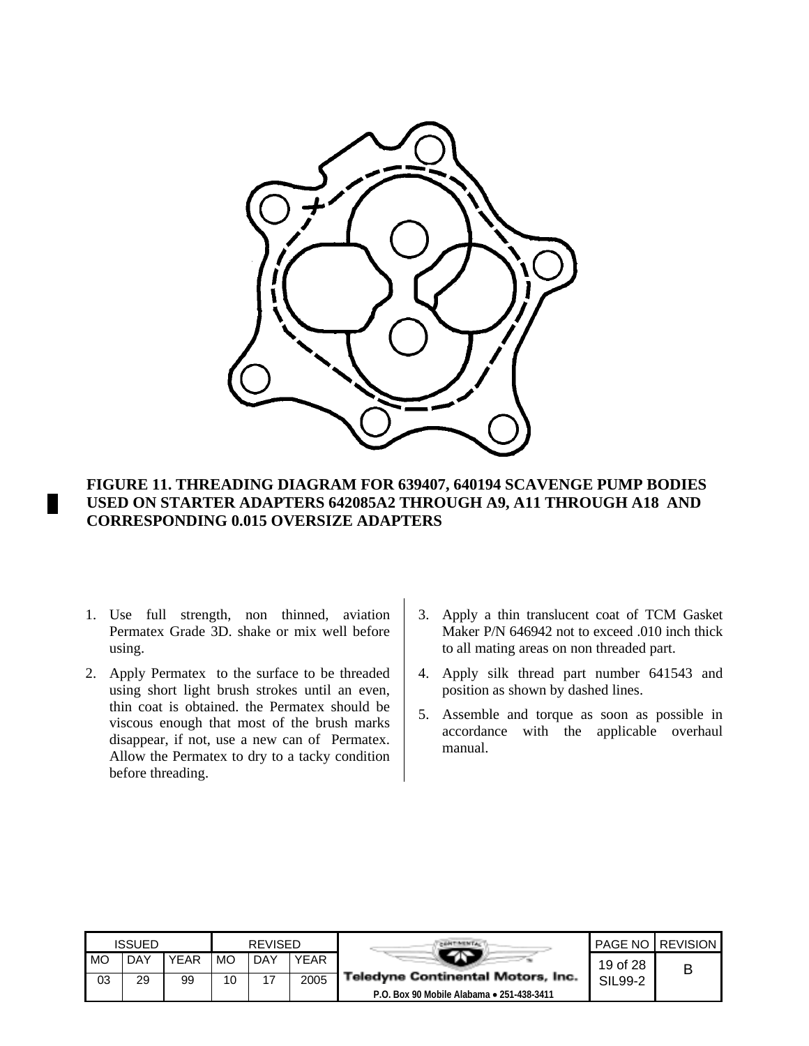**FIGURE 11. THREADING DIAGRAM FOR 639407, 640194 SCAVENGE PUMP BODIES USED ON STARTER ADAPTERS 642085A2 THROUGH A9, A11 THROUGH A18 AND CORRESPONDING 0.015 OVERSIZE ADAPTERS**

1. Use full strength, non thinned, aviation Permatex Grade 3D. shake or mix well before using.
2. Apply Permatex to the surface to be threaded using short light brush strokes until an even, thin coat is obtained. the Permatex should be viscous enough that most of the brush marks disappear, if not, use a new can of Permatex. Allow the Permatex to dry to a tacky condition before threading.
3. Apply a thin translucent coat of TCM Gasket Maker P/N 646942 not to exceed .010 inch thick to all mating areas on non threaded part.
4. Apply silk thread part number 641543 and position as shown by dashed lines.
5. Assemble and torque as soon as possible in accordance with the applicable overhaul manual.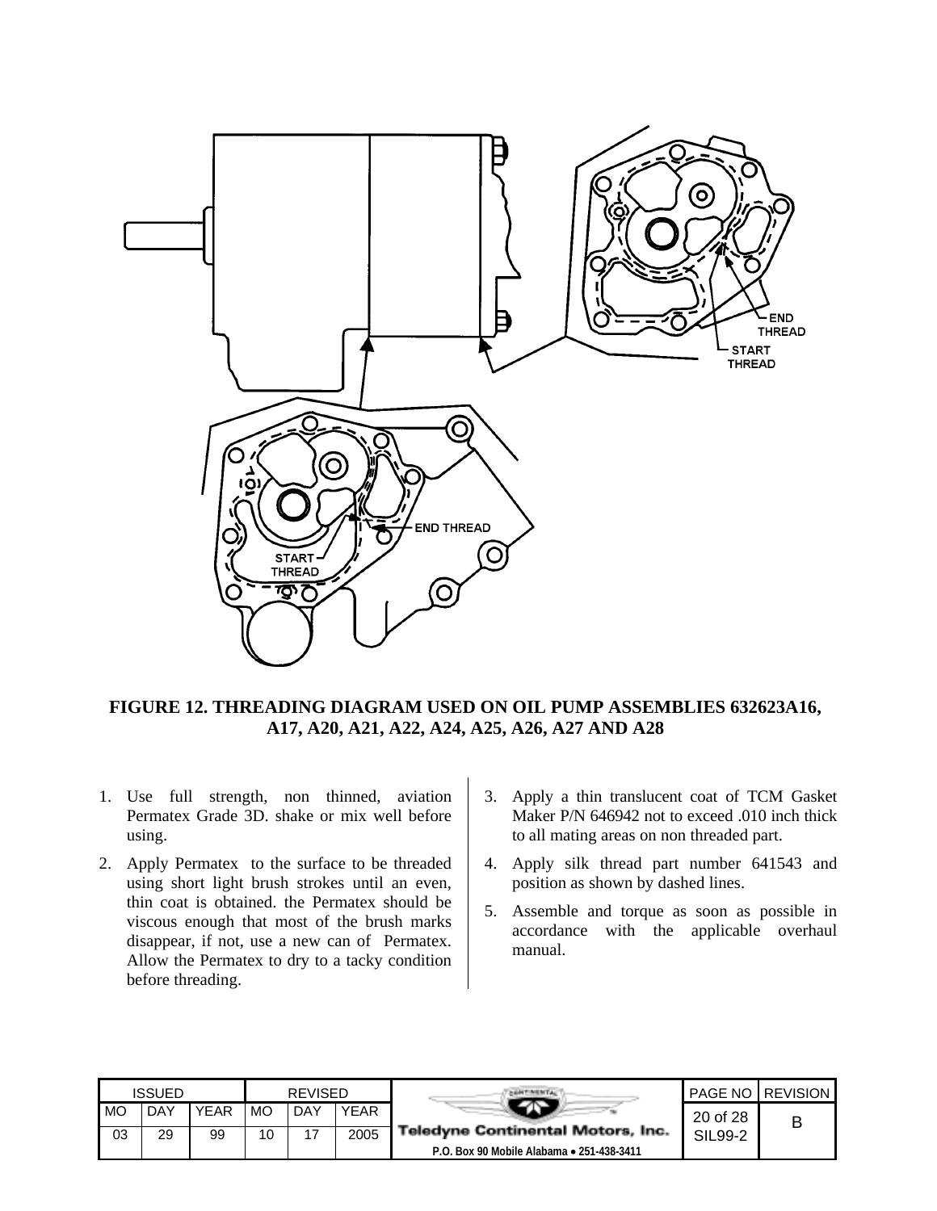**FIGURE 12. THREADING DIAGRAM USED ON OIL PUMP ASSEMBLIES 632623A16, A17, A20, A21, A22, A24, A25, A26, A27 AND A28**

1. Use full strength, non thinned, aviation Permatex Grade 3D. shake or mix well before using.
2. Apply Permatex to the surface to be threaded using short light brush strokes until an even, thin coat is obtained. the Permatex should be viscous enough that most of the brush marks disappear, if not, use a new can of Permatex. Allow the Permatex to dry to a tacky condition before threading.
3. Apply a thin translucent coat of TCM Gasket Maker P/N 646942 not to exceed .010 inch thick to all mating areas on non threaded part.
4. Apply silk thread part number 641543 and position as shown by dashed lines.
5. Assemble and torque as soon as possible in accordance with the applicable overhaul manual.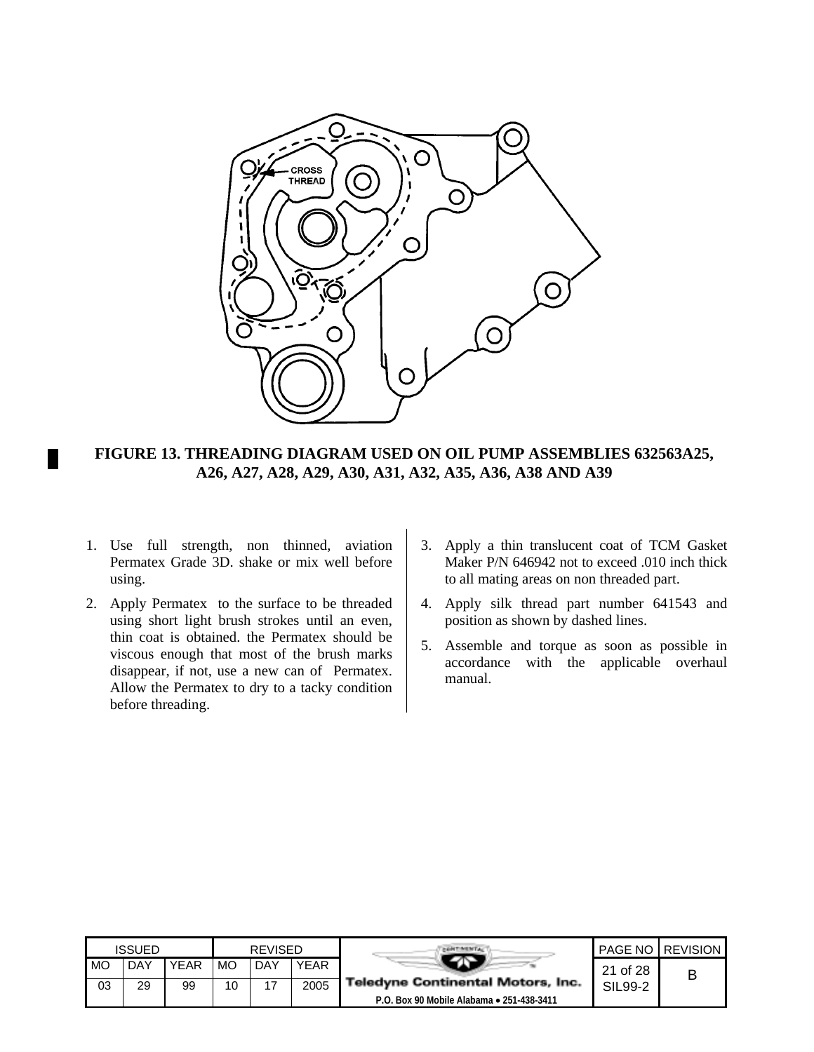CROSS THREAD

**FIGURE 13. THREADING DIAGRAM USED ON OIL PUMP ASSEMBLIES 632563A25, A26, A27, A28, A29, A30, A31, A32, A35, A36, A38 AND A39**

1. Use full strength, non thinned, aviation Permatex Grade 3D. shake or mix well before using.
2. Apply Permatex to the surface to be threaded using short light brush strokes until an even, thin coat is obtained. the Permatex should be viscous enough that most of the brush marks disappear, if not, use a new can of Permatex. Allow the Permatex to dry to a tacky condition before threading.
3. Apply a thin translucent coat of TCM Gasket Maker P/N 646942 not to exceed .010 inch thick to all mating areas on non threaded part.
4. Apply silk thread part number 641543 and position as shown by dashed lines.
5. Assemble and torque as soon as possible in accordance with the applicable overhaul manual.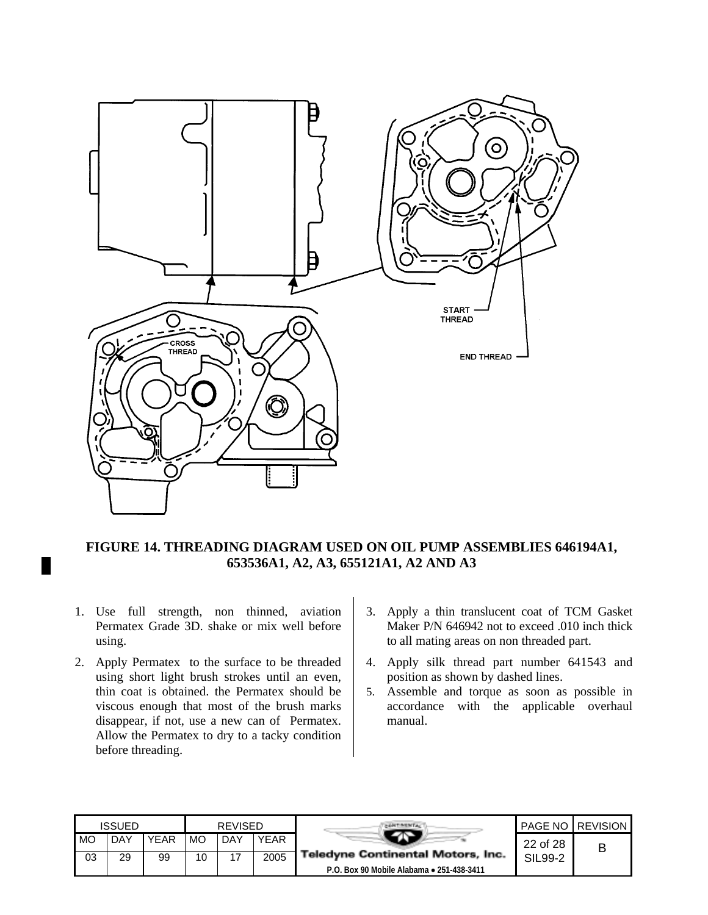**FIGURE 14. THREADING DIAGRAM USED ON OIL PUMP ASSEMBLIES 646194A1, 653536A1, A2, A3, 655121A1, A2 AND A3**

1. Use full strength, non thinned, aviation Permatex Grade 3D. shake or mix well before using.
2. Apply Permatex to the surface to be threaded using short light brush strokes until an even, thin coat is obtained. the Permatex should be viscous enough that most of the brush marks disappear, if not, use a new can of Permatex. Allow the Permatex to dry to a tacky condition before threading.
3. Apply a thin translucent coat of TCM Gasket Maker P/N 646942 not to exceed .010 inch thick to all mating areas on non threaded part.
4. Apply silk thread part number 641543 and position as shown by dashed lines.
5. Assemble and torque as soon as possible in accordance with the applicable overhaul manual.

| ISSUED | | | REVISED | | | | PAGE NO | REVISION |
|---|---|---|---|---|---|---|---|---|
| MO | DAY | YEAR | MO | DAY | YEAR | Teledyne Continental Motors, Inc. | 22 of 28 | B |
| 03 | 29 | 99 | 10 | 17 | 2005 | P.O. Box 90 Mobile Alabama • 251-438-3411 | SIL99-2 | |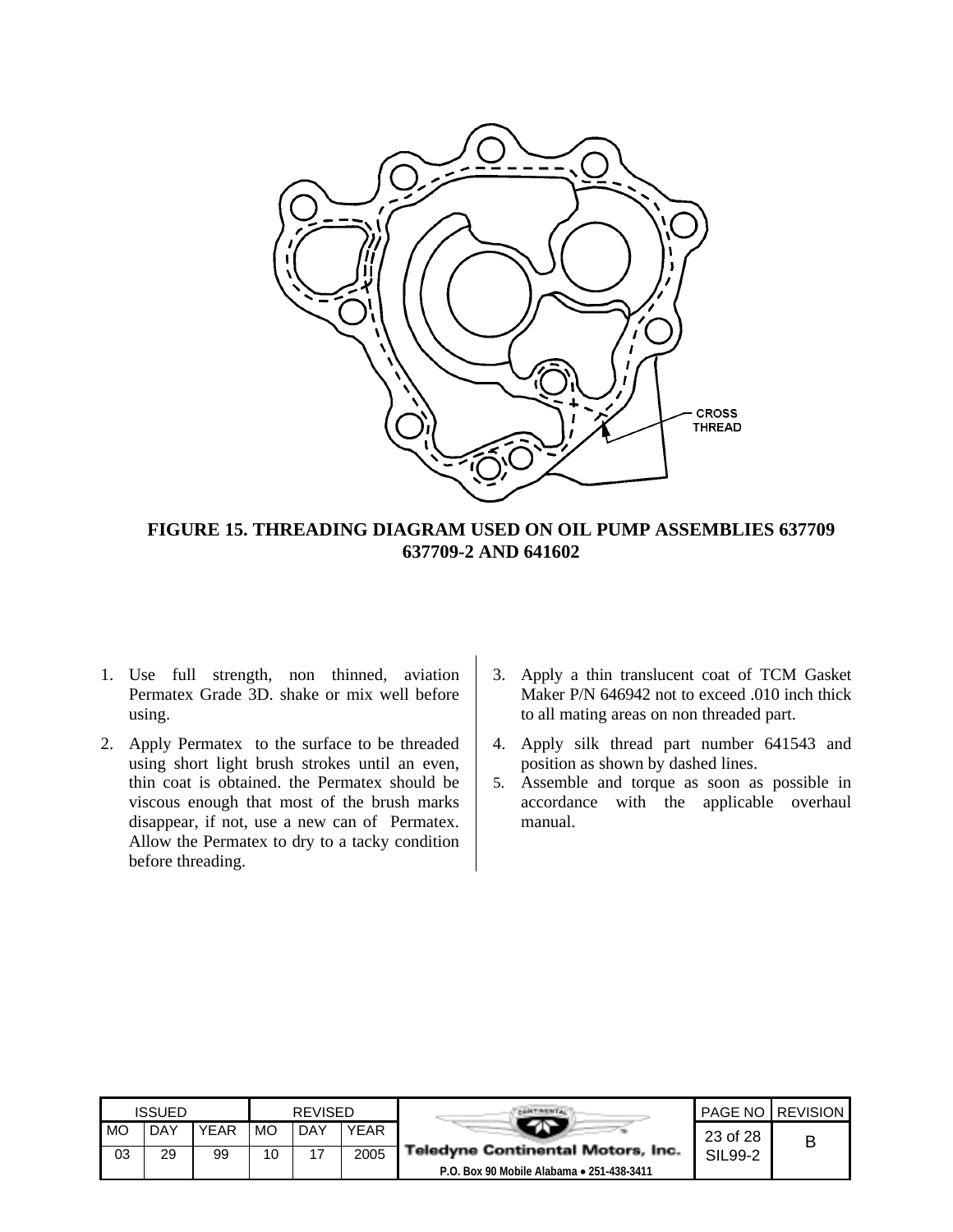**FIGURE 15. THREADING DIAGRAM USED ON OIL PUMP ASSEMBLIES 637709 637709-2 AND 641602**

1. Use full strength, non thinned, aviation Permatex Grade 3D. shake or mix well before using.
2. Apply Permatex to the surface to be threaded using short light brush strokes until an even, thin coat is obtained. the Permatex should be viscous enough that most of the brush marks disappear, if not, use a new can of Permatex. Allow the Permatex to dry to a tacky condition before threading.
3. Apply a thin translucent coat of TCM Gasket Maker P/N 646942 not to exceed .010 inch thick to all mating areas on non threaded part.
4. Apply silk thread part number 641543 and position as shown by dashed lines.
5. Assemble and torque as soon as possible in accordance with the applicable overhaul manual.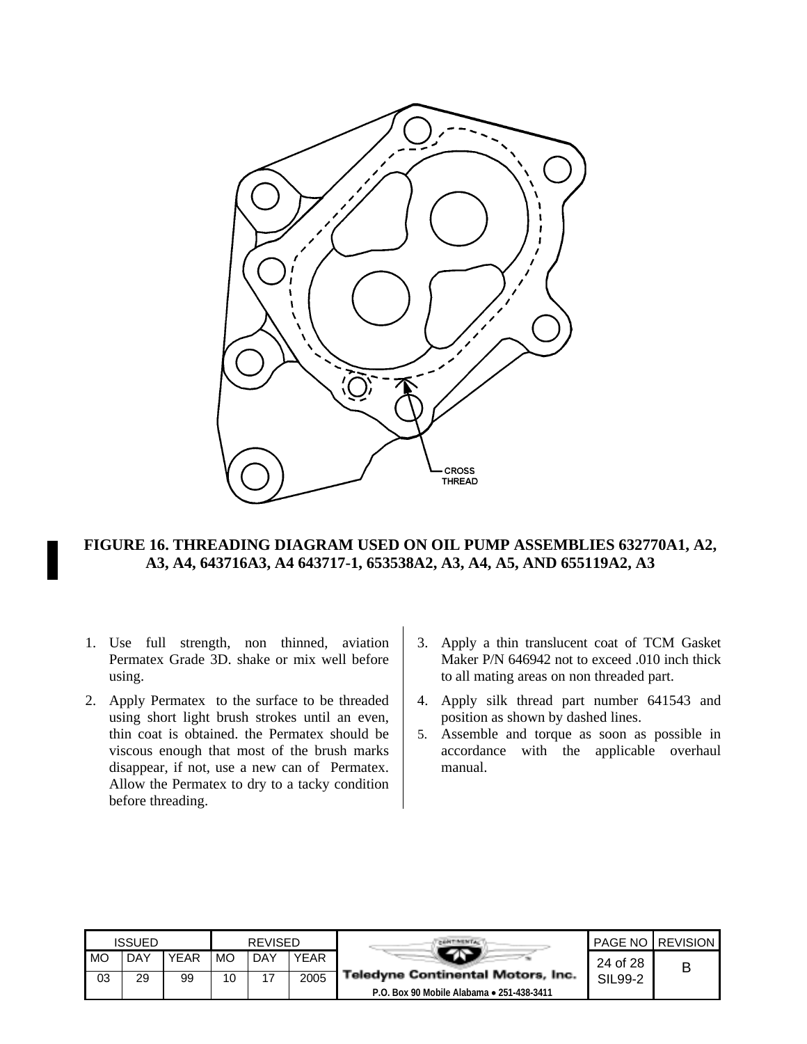CROSS
THREAD

**FIGURE 16. THREADING DIAGRAM USED ON OIL PUMP ASSEMBLIES 632770A1, A2, A3, A4, 643716A3, A4 643717-1, 653538A2, A3, A4, A5, AND 655119A2, A3**

1. Use full strength, non thinned, aviation Permatex Grade 3D. shake or mix well before using.
2. Apply Permatex to the surface to be threaded using short light brush strokes until an even, thin coat is obtained. the Permatex should be viscous enough that most of the brush marks disappear, if not, use a new can of Permatex. Allow the Permatex to dry to a tacky condition before threading.
3. Apply a thin translucent coat of TCM Gasket Maker P/N 646942 not to exceed .010 inch thick to all mating areas on non threaded part.
4. Apply silk thread part number 641543 and position as shown by dashed lines.
5. Assemble and torque as soon as possible in accordance with the applicable overhaul manual.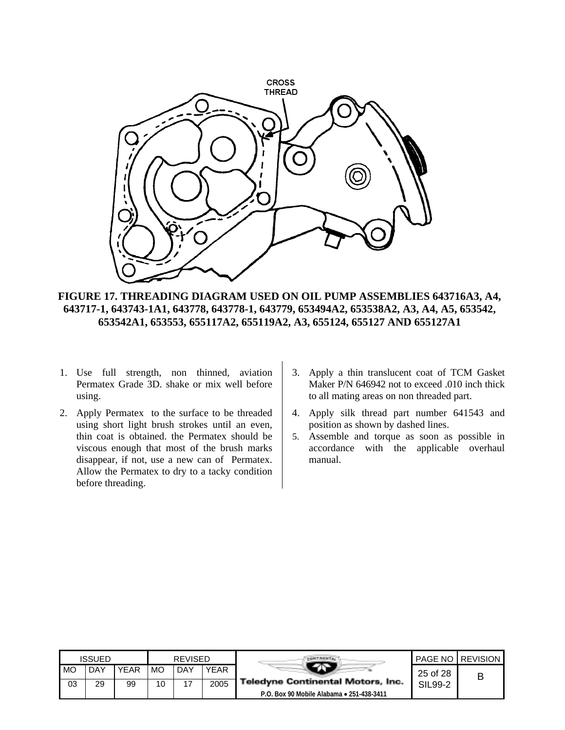CROSS THREAD

**FIGURE 17. THREADING DIAGRAM USED ON OIL PUMP ASSEMBLIES 643716A3, A4, 643717-1, 643743-1A1, 643778, 643778-1, 643779, 653494A2, 653538A2, A3, A4, A5, 653542, 653542A1, 653553, 655117A2, 655119A2, A3, 655124, 655127 AND 655127A1**

1. Use full strength, non thinned, aviation Permatex Grade 3D. shake or mix well before using.
2. Apply Permatex to the surface to be threaded using short light brush strokes until an even, thin coat is obtained. the Permatex should be viscous enough that most of the brush marks disappear, if not, use a new can of Permatex. Allow the Permatex to dry to a tacky condition before threading.
3. Apply a thin translucent coat of TCM Gasket Maker P/N 646942 not to exceed .010 inch thick to all mating areas on non threaded part.
4. Apply silk thread part number 641543 and position as shown by dashed lines.
5. Assemble and torque as soon as possible in accordance with the applicable overhaul manual.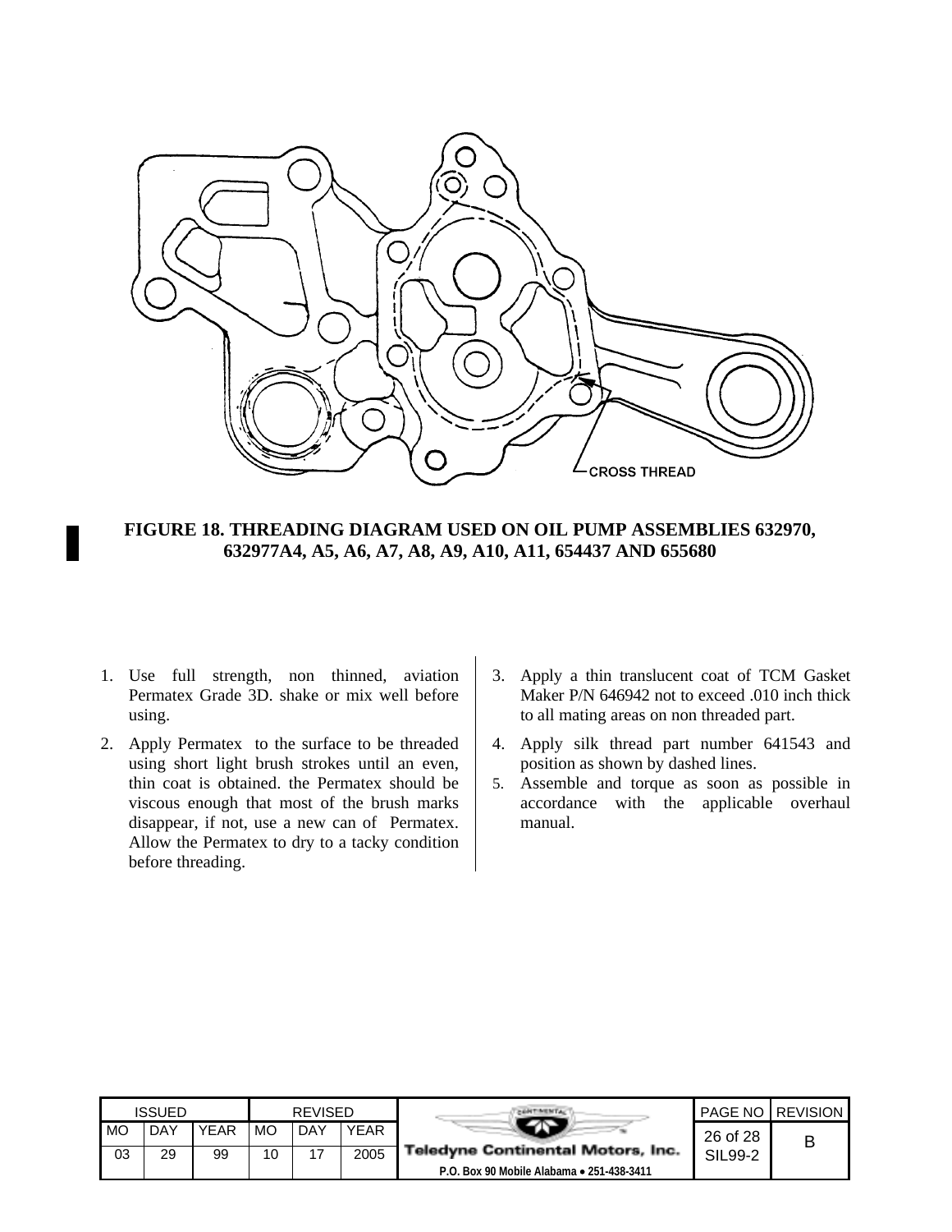CROSS THREAD

**FIGURE 18. THREADING DIAGRAM USED ON OIL PUMP ASSEMBLIES 632970, 632977A4, A5, A6, A7, A8, A9, A10, A11, 654437 AND 655680**

1. Use full strength, non thinned, aviation Permatex Grade 3D. shake or mix well before using.
2. Apply Permatex to the surface to be threaded using short light brush strokes until an even, thin coat is obtained. the Permatex should be viscous enough that most of the brush marks disappear, if not, use a new can of Permatex. Allow the Permatex to dry to a tacky condition before threading.
3. Apply a thin translucent coat of TCM Gasket Maker P/N 646942 not to exceed .010 inch thick to all mating areas on non threaded part.
4. Apply silk thread part number 641543 and position as shown by dashed lines.
5. Assemble and torque as soon as possible in accordance with the applicable overhaul manual.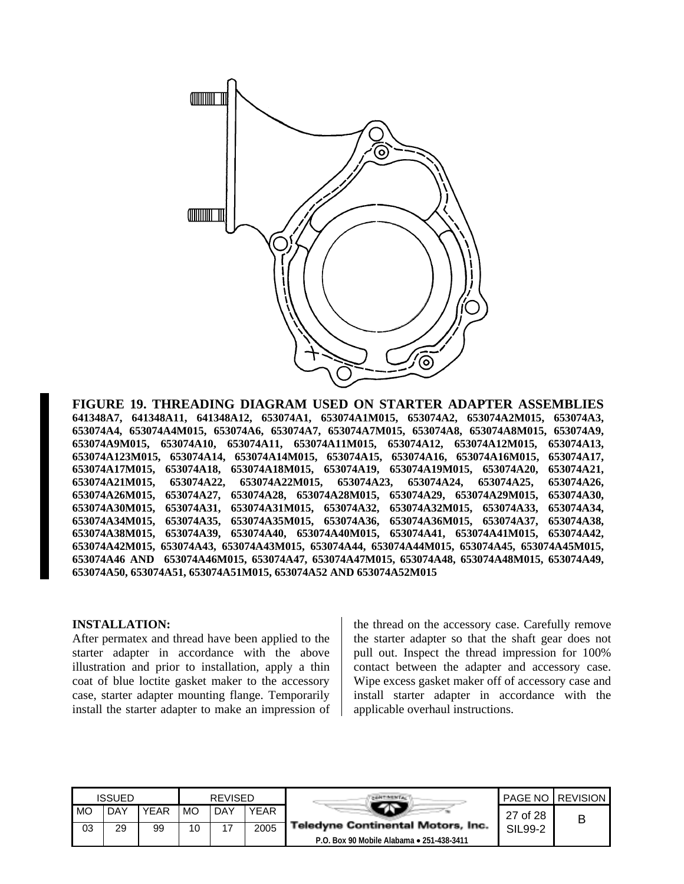**FIGURE 19. THREADING DIAGRAM USED ON STARTER ADAPTER ASSEMBLIES 641348A7, 641348A11, 641348A12, 653074A1, 653074A1M015, 653074A2, 653074A2M015, 653074A3, 653074A4, 653074A4M015, 653074A6, 653074A7, 653074A7M015, 653074A8, 653074A8M015, 653074A9, 653074A9M015, 653074A10, 653074A11, 653074A11M015, 653074A12, 653074A12M015, 653074A13, 653074A123M015, 653074A14, 653074A14M015, 653074A15, 653074A16, 653074A16M015, 653074A17, 653074A17M015, 653074A18, 653074A18M015, 653074A19, 653074A19M015, 653074A20, 653074A21, 653074A21M015, 653074A22, 653074A22M015, 653074A23, 653074A24, 653074A25, 653074A26, 653074A26M015, 653074A27, 653074A28, 653074A28M015, 653074A29, 653074A29M015, 653074A30, 653074A30M015, 653074A31, 653074A31M015, 653074A32, 653074A32M015, 653074A33, 653074A34, 653074A34M015, 653074A35, 653074A35M015, 653074A36, 653074A36M015, 653074A37, 653074A38, 653074A38M015, 653074A39, 653074A40, 653074A40M015, 653074A41, 653074A41M015, 653074A42, 653074A42M015, 653074A43, 653074A43M015, 653074A44, 653074A44M015, 653074A45, 653074A45M015, 653074A46 AND 653074A46M015, 653074A47, 653074A47M015, 653074A48, 653074A48M015, 653074A49, 653074A50, 653074A51, 653074A51M015, 653074A52 AND 653074A52M015**

**INSTALLATION:**

After permatex and thread have been applied to the starter adapter in accordance with the above illustration and prior to installation, apply a thin coat of blue loctite gasket maker to the accessory case, starter adapter mounting flange. Temporarily install the starter adapter to make an impression of the thread on the accessory case. Carefully remove the starter adapter so that the shaft gear does not pull out. Inspect the thread impression for 100% contact between the adapter and accessory case. Wipe excess gasket maker off of accessory case and install starter adapter in accordance with the applicable overhaul instructions.

| ISSUED | | | REVISED | | | | PAGE NO | REVISION |
|---|---|---|---|---|---|---|---|---|
| MO | DAY | YEAR | MO | DAY | YEAR | Teledyne Continental Motors, Inc. | | |
| 03 | 29 | 99 | 10 | 17 | 2005 | P.O. Box 90 Mobile Alabama • 251-438-3411 | SIL99-2 | B |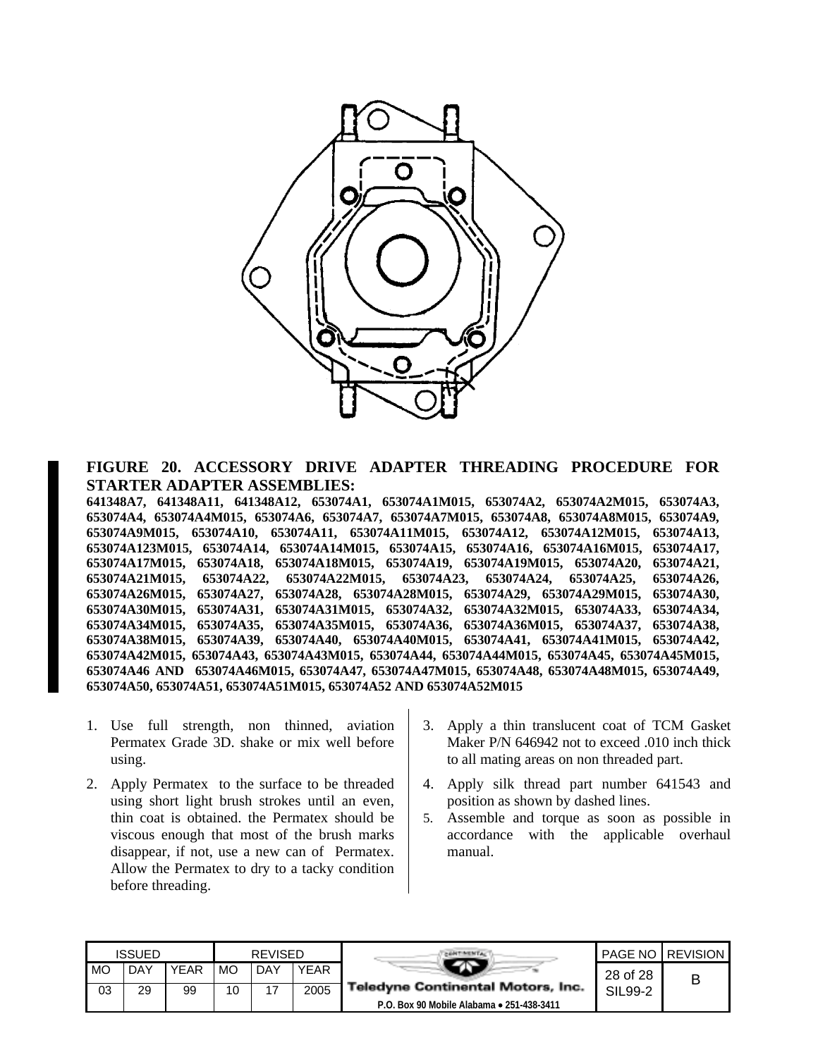**FIGURE 20. ACCESSORY DRIVE ADAPTER THREADING PROCEDURE FOR STARTER ADAPTER ASSEMBLIES:**

**641348A7, 641348A11, 641348A12, 653074A1, 653074A1M015, 653074A2, 653074A2M015, 653074A3, 653074A4, 653074A4M015, 653074A6, 653074A7, 653074A7M015, 653074A8, 653074A8M015, 653074A9, 653074A9M015, 653074A10, 653074A11, 653074A11M015, 653074A12, 653074A12M015, 653074A13, 653074A123M015, 653074A14, 653074A14M015, 653074A15, 653074A16, 653074A16M015, 653074A17, 653074A17M015, 653074A18, 653074A18M015, 653074A19, 653074A19M015, 653074A20, 653074A21, 653074A21M015, 653074A22, 653074A22M015, 653074A23, 653074A24, 653074A25, 653074A26, 653074A26M015, 653074A27, 653074A28, 653074A28M015, 653074A29, 653074A29M015, 653074A30, 653074A30M015, 653074A31, 653074A31M015, 653074A32, 653074A32M015, 653074A33, 653074A34, 653074A34M015, 653074A35, 653074A35M015, 653074A36, 653074A36M015, 653074A37, 653074A38, 653074A38M015, 653074A39, 653074A40, 653074A40M015, 653074A41, 653074A41M015, 653074A42, 653074A42M015, 653074A43, 653074A43M015, 653074A44, 653074A44M015, 653074A45, 653074A45M015, 653074A46 AND 653074A46M015, 653074A47, 653074A47M015, 653074A48, 653074A48M015, 653074A49, 653074A50, 653074A51, 653074A51M015, 653074A52 AND 653074A52M015**

1. Use full strength, non thinned, aviation Permatex Grade 3D. shake or mix well before using.
2. Apply Permatex to the surface to be threaded using short light brush strokes until an even, thin coat is obtained. the Permatex should be viscous enough that most of the brush marks disappear, if not, use a new can of Permatex. Allow the Permatex to dry to a tacky condition before threading.
3. Apply a thin translucent coat of TCM Gasket Maker P/N 646942 not to exceed .010 inch thick to all mating areas on non threaded part.
4. Apply silk thread part number 641543 and position as shown by dashed lines.
5. Assemble and torque as soon as possible in accordance with the applicable overhaul manual.

| ISSUED | | | REVISED | | | | PAGE NO | REVISION |
|---|---|---|---|---|---|---|---|---|
| MO | DAY | YEAR | MO | DAY | YEAR | Teledyne Continental Motors, Inc. | 28 of 28 | B |
| 03 | 29 | 99 | 10 | 17 | 2005 | P.O. Box 90 Mobile Alabama • 251-438-3411 | SIL99-2 | |